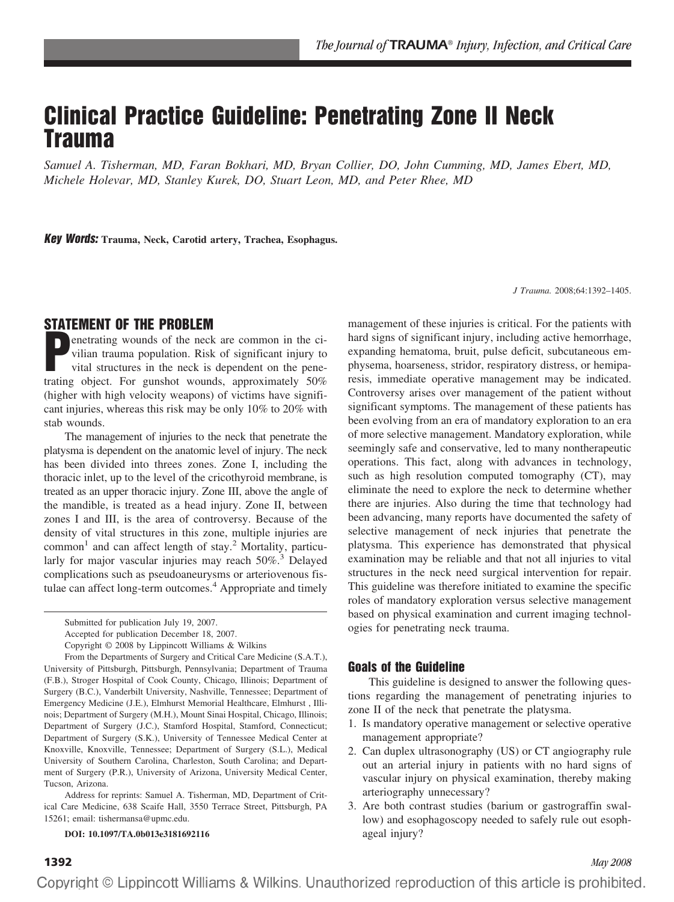# Clinical Practice Guideline: Penetrating Zone II Neck Trauma

*Samuel A. Tisherman, MD, Faran Bokhari, MD, Bryan Collier, DO, John Cumming, MD, James Ebert, MD, Michele Holevar, MD, Stanley Kurek, DO, Stuart Leon, MD, and Peter Rhee, MD*

***Key Words:*** **Trauma, Neck, Carotid artery, Trachea, Esophagus.**

*J Trauma.* 2008;64:1392–1405.

## STATEMENT OF THE PROBLEM

Penetrating wounds of the neck are common in the civilian trauma population. Risk of significant injury to vital structures in the neck is dependent on the penetrating object. For gunshot wounds, approximately 50% (higher with high velocity weapons) of victims have significant injuries, whereas this risk may be only 10% to 20% with stab wounds.

The management of injuries to the neck that penetrate the platysma is dependent on the anatomic level of injury. The neck has been divided into threes zones. Zone I, including the thoracic inlet, up to the level of the cricothyroid membrane, is treated as an upper thoracic injury. Zone III, above the angle of the mandible, is treated as a head injury. Zone II, between zones I and III, is the area of controversy. Because of the density of vital structures in this zone, multiple injuries are common[1] and can affect length of stay.[2] Mortality, particularly for major vascular injuries may reach 50%.[3] Delayed complications such as pseudoaneurysms or arteriovenous fistulae can affect long-term outcomes.[4] Appropriate and timely management of these injuries is critical. For the patients with hard signs of significant injury, including active hemorrhage, expanding hematoma, bruit, pulse deficit, subcutaneous emphysema, hoarseness, stridor, respiratory distress, or hemiparesis, immediate operative management may be indicated. Controversy arises over management of the patient without significant symptoms. The management of these patients has been evolving from an era of mandatory exploration to an era of more selective management. Mandatory exploration, while seemingly safe and conservative, led to many nontherapeutic operations. This fact, along with advances in technology, such as high resolution computed tomography (CT), may eliminate the need to explore the neck to determine whether there are injuries. Also during the time that technology had been advancing, many reports have documented the safety of selective management of neck injuries that penetrate the platysma. This experience has demonstrated that physical examination may be reliable and that not all injuries to vital structures in the neck need surgical intervention for repair. This guideline was therefore initiated to examine the specific roles of mandatory exploration versus selective management based on physical examination and current imaging technologies for penetrating neck trauma.

Submitted for publication July 19, 2007.

Accepted for publication December 18, 2007.

Copyright © 2008 by Lippincott Williams & Wilkins

From the Departments of Surgery and Critical Care Medicine (S.A.T.), University of Pittsburgh, Pittsburgh, Pennsylvania; Department of Trauma (F.B.), Stroger Hospital of Cook County, Chicago, Illinois; Department of Surgery (B.C.), Vanderbilt University, Nashville, Tennessee; Department of Emergency Medicine (J.E.), Elmhurst Memorial Healthcare, Elmhurst , Illinois; Department of Surgery (M.H.), Mount Sinai Hospital, Chicago, Illinois; Department of Surgery (J.C.), Stamford Hospital, Stamford, Connecticut; Department of Surgery (S.K.), University of Tennessee Medical Center at Knoxville, Knoxville, Tennessee; Department of Surgery (S.L.), Medical University of Southern Carolina, Charleston, South Carolina; and Department of Surgery (P.R.), University of Arizona, University Medical Center, Tucson, Arizona.

Address for reprints: Samuel A. Tisherman, MD, Department of Critical Care Medicine, 638 Scaife Hall, 3550 Terrace Street, Pittsburgh, PA 15261; email: tishermansa@upmc.edu.

**DOI: 10.1097/TA.0b013e3181692116**

### Goals of the Guideline

This guideline is designed to answer the following questions regarding the management of penetrating injuries to zone II of the neck that penetrate the platysma.

1. Is mandatory operative management or selective operative management appropriate?
2. Can duplex ultrasonography (US) or CT angiography rule out an arterial injury in patients with no hard signs of vascular injury on physical examination, thereby making arteriography unnecessary?
3. Are both contrast studies (barium or gastrograffin swallow) and esophagoscopy needed to safely rule out esophageal injury?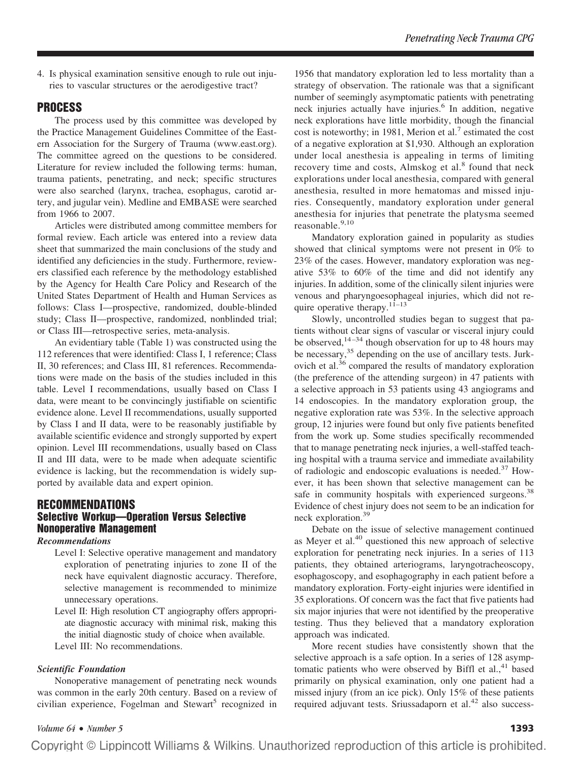4. Is physical examination sensitive enough to rule out injuries to vascular structures or the aerodigestive tract?

## PROCESS

The process used by this committee was developed by the Practice Management Guidelines Committee of the Eastern Association for the Surgery of Trauma (www.east.org). The committee agreed on the questions to be considered. Literature for review included the following terms: human, trauma patients, penetrating, and neck; specific structures were also searched (larynx, trachea, esophagus, carotid artery, and jugular vein). Medline and EMBASE were searched from 1966 to 2007.

Articles were distributed among committee members for formal review. Each article was entered into a review data sheet that summarized the main conclusions of the study and identified any deficiencies in the study. Furthermore, reviewers classified each reference by the methodology established by the Agency for Health Care Policy and Research of the United States Department of Health and Human Services as follows: Class I—prospective, randomized, double-blinded study; Class II—prospective, randomized, nonblinded trial; or Class III—retrospective series, meta-analysis.

An evidentiary table (Table 1) was constructed using the 112 references that were identified: Class I, 1 reference; Class II, 30 references; and Class III, 81 references. Recommendations were made on the basis of the studies included in this table. Level I recommendations, usually based on Class I data, were meant to be convincingly justifiable on scientific evidence alone. Level II recommendations, usually supported by Class I and II data, were to be reasonably justifiable by available scientific evidence and strongly supported by expert opinion. Level III recommendations, usually based on Class II and III data, were to be made when adequate scientific evidence is lacking, but the recommendation is widely supported by available data and expert opinion.

## RECOMMENDATIONS

### Selective Workup—Operation Versus Selective Nonoperative Management

#### *Recommendations*

Level I: Selective operative management and mandatory exploration of penetrating injuries to zone II of the neck have equivalent diagnostic accuracy. Therefore, selective management is recommended to minimize unnecessary operations.

Level II: High resolution CT angiography offers appropriate diagnostic accuracy with minimal risk, making this the initial diagnostic study of choice when available.

Level III: No recommendations.

#### *Scientific Foundation*

Nonoperative management of penetrating neck wounds was common in the early 20th century. Based on a review of civilian experience, Fogelman and Stewart[5] recognized in 1956 that mandatory exploration led to less mortality than a strategy of observation. The rationale was that a significant number of seemingly asymptomatic patients with penetrating neck injuries actually have injuries.[6] In addition, negative neck explorations have little morbidity, though the financial cost is noteworthy; in 1981, Merion et al.[7] estimated the cost of a negative exploration at $1,930. Although an exploration under local anesthesia is appealing in terms of limiting recovery time and costs, Almskog et al.[8] found that neck explorations under local anesthesia, compared with general anesthesia, resulted in more hematomas and missed injuries. Consequently, mandatory exploration under general anesthesia for injuries that penetrate the platysma seemed reasonable.[9,10]

Mandatory exploration gained in popularity as studies showed that clinical symptoms were not present in 0% to 23% of the cases. However, mandatory exploration was negative 53% to 60% of the time and did not identify any injuries. In addition, some of the clinically silent injuries were venous and pharyngoesophageal injuries, which did not require operative therapy.[11–13]

Slowly, uncontrolled studies began to suggest that patients without clear signs of vascular or visceral injury could be observed,[14–34] though observation for up to 48 hours may be necessary,[35] depending on the use of ancillary tests. Jurkovich et al.[36] compared the results of mandatory exploration (the preference of the attending surgeon) in 47 patients with a selective approach in 53 patients using 43 angiograms and 14 endoscopies. In the mandatory exploration group, the negative exploration rate was 53%. In the selective approach group, 12 injuries were found but only five patients benefited from the work up. Some studies specifically recommended that to manage penetrating neck injuries, a well-staffed teaching hospital with a trauma service and immediate availability of radiologic and endoscopic evaluations is needed.[37] However, it has been shown that selective management can be safe in community hospitals with experienced surgeons.[38] Evidence of chest injury does not seem to be an indication for neck exploration.[39]

Debate on the issue of selective management continued as Meyer et al.[40] questioned this new approach of selective exploration for penetrating neck injuries. In a series of 113 patients, they obtained arteriograms, laryngotracheoscopy, esophagoscopy, and esophagography in each patient before a mandatory exploration. Forty-eight injuries were identified in 35 explorations. Of concern was the fact that five patients had six major injuries that were not identified by the preoperative testing. Thus they believed that a mandatory exploration approach was indicated.

More recent studies have consistently shown that the selective approach is a safe option. In a series of 128 asymptomatic patients who were observed by Biffl et al.,[41] based primarily on physical examination, only one patient had a missed injury (from an ice pick). Only 15% of these patients required adjuvant tests. Sriussadaporn et al.[42] also success-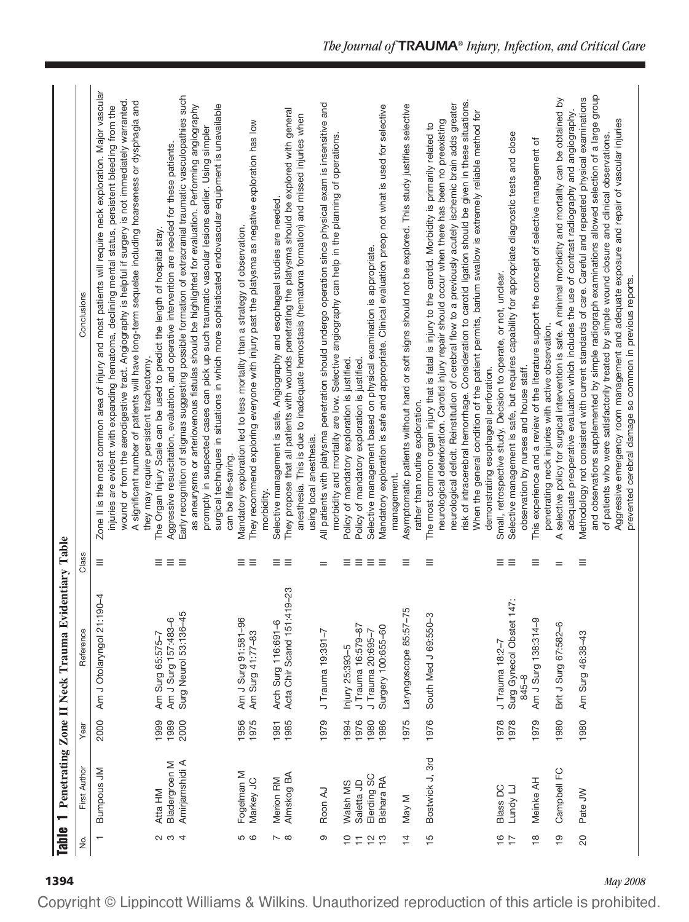**Table 1** Penetrating Zone II Neck Trauma Evidentiary Table

| No. | First Author | Year | Reference | Class | Conclusions |
|---|---|---|---|---|---|
| 1 | Bumpous JM | 2000 | Am J Otolaryngol 21:190–4 | III | Zone II is the most common area of injury and most patients will require neck exploration. Major vascular injuries are evident with expanding hematoma, declining mental status, persistent bleeding from the wound or from the aerodigestive tract. Angiography is helpful if surgery is not immediately warranted. A significant number of patients will have long-term sequelae including hoarseness or dysphagia and they may require persistent tracheotomy. |
| 2 | Atta HM | 1999 | Am Surg 65:575–7 | III | The Organ Injury Scale can be used to predict the length of hospital stay. |
| 3 | Bladergroen M | 1989 | Am J Surg 157:483–6 | III | Aggressive resuscitation, evaluation, and operative intervention are needed for these patients. |
| 4 | Amirjamshidi A | 2000 | Surg Neurol 53:136–45 | III | Early recognition of stigmas suggesting possible formation of extracranial traumatic vasculopathies such as aneurysms or arteriovenous fistulas should be highlighted for evaluation. Performing angiography promptly in suspected cases can pick up such traumatic vascular lesions earlier. Using simpler surgical techniques in situations in which more sophisticated endovascular equipment is unavailable can be life-saving. |
| 5 | Fogelman M | 1956 | Am J Surg 91:581–96 | III | Mandatory exploration led to less mortality than a strategy of observation. |
| 6 | Markey JC | 1975 | Am Surg 41:77–83 | III | They recommend exploring everyone with injury past the platysma as negative exploration has low morbidity. |
| 7 | Merion RM | 1981 | Arch Surg 116:691–6 | III | Selective management is safe. Angiography and esophageal studies are needed. |
| 8 | Almskog BA | 1985 | Acta Chir Scand 151:419–23 | III | They propose that all patients with wounds penetrating the platysma should be explored with general anesthesia. This is due to inadequate hemostasis (hematoma formation) and missed injuries when using local anesthesia. |
| 9 | Roon AJ | 1979 | J Trauma 19:391–7 | II | All patients with platysma penetration should undergo operation since physical exam is insensitive and morbidity and mortality are low. Selective angiography can help in the planning of operations. |
| 10 | Walsh MS | 1994 | Injury 25:393–5 | III | Policy of mandatory exploration is justified. |
| 11 | Saletta JD | 1976 | J Trauma 16:579–87 | III | Policy of mandatory exploration is justified. |
| 12 | Elerding SC | 1980 | J Trauma 20:695–7 | III | Selective management based on physical examination is appropriate. |
| 13 | Bishara RA | 1986 | Surgery 100:655–60 | III | Mandatory exploration is safe and appropriate. Clinical evaluation preop not what is used for selective management. |
| 14 | May M | 1975 | Laryngoscope 85:57–75 | III | Asymptomatic patients without hard or soft signs should not be explored. This study justifies selective rather than routine exploration. |
| 15 | Bostwick J, 3rd | 1976 | South Med J 69:550–3 | III | The most common organ injury that is fatal is injury to the carotid. Morbidity is primarily related to neurological deterioration. Carotid injury repair should occur when there has been no preexisting neurological deficit. Reinstitution of cerebral flow to a previously acutely ischemic brain adds greater risk of intracerebral hemorrhage. Consideration to carotid ligation should be given in these situations. When the general condition of the patient permits, barium swallow is extremely reliable method for demonstrating esophageal perforation. |
| 16 | Blass DC | 1978 | J Trauma 18:2–7 | III | Small, retrospective study. Decision to operate, or not, unclear. |
| 17 | Lundy LJ | 1978 | Surg Gynecol Obstet 147:845–8 | III | Selective management is safe, but requires capability for appropriate diagnostic tests and close observation by nurses and house staff. |
| 18 | Meinke AH | 1979 | Am J Surg 138:314–9 | III | This experience and a review of the literature support the concept of selective management of penetrating neck injuries with active observation. |
| 19 | Campbell FC | 1980 | Brit J Surg 67:582–6 | II | A selective policy for surgical intervention is safe. A minimal morbidity and mortality can be obtained by adequate preoperative evaluation which includes the use of contrast radiography and angiography. |
| 20 | Pate JW | 1980 | Am Surg 46:38–43 | III | Methodology not consistent with current standards of care. Careful and repeated physical examinations and observations supplemented by simple radiograph examinations allowed selection of a large group of patients who were satisfactorily treated by simple wound closure and clinical observations. Aggressive emergency room management and adequate exposure and repair of vascular injuries prevented cerebral damage so common in previous reports. |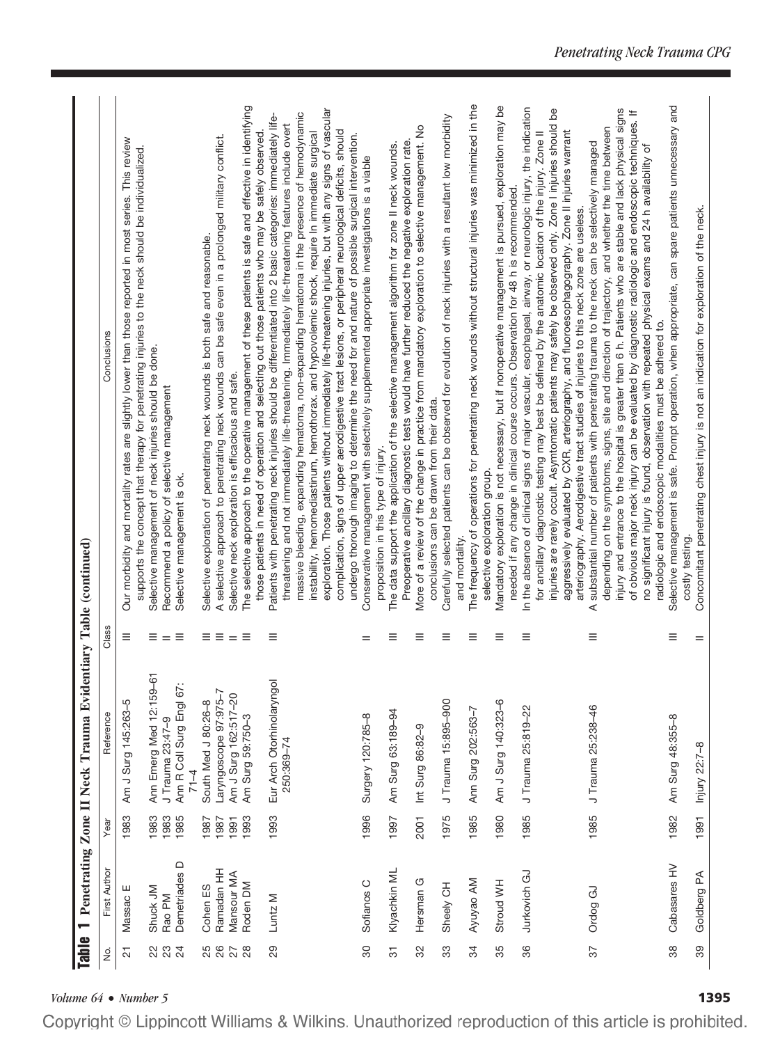**Table 1** Penetrating Zone II Neck Trauma Evidentiary Table (continued)

| No. | First Author | Year | Reference | Class | Conclusions |
|---|---|---|---|---|---|
| 21 | Massac E | 1983 | Am J Surg 145:263–5 | III | Our morbidity and mortality rates are slightly lower than those reported in most series. This review supports the concept that therapy for penetrating injuries to the neck should be individualized. |
| 22 | Shuck JM | 1983 | Ann Emerg Med 12:159–61 | III | Selective management of neck injuries should be done. |
| 23 | Rao PM | 1983 | J Trauma 23:47–9 | II | Recommend a policy of selective management |
| 24 | Demetriades D | 1985 | Ann R Coll Surg Engl 67: 71–4 | III | Selective management is ok. |
| 25 | Cohen ES | 1987 | South Med J 80:26–8 | III | Selective exploration of penetrating neck wounds is both safe and reasonable. |
| 26 | Ramadan HH | 1987 | Laryngoscope 97:975–7 | III | A selective approach to penetrating neck wounds can be safe even in a prolonged military conflict. |
| 27 | Mansour MA | 1991 | Am J Surg 162:517–20 | II | Selective neck exploration is efficacious and safe. |
| 28 | Roden DM | 1993 | Am Surg 59:750–3 | III | The selective approach to the operative management of these patients is safe and effective in identifying those patients in need of operation and selecting out those patients who may be safely observed. |
| 29 | Luntz M | 1993 | Eur Arch Otorhinolaryngol 250:369–74 | III | Patients with penetrating neck injuries should be differentiated into 2 basic categories: immediately life-threatening and not immediately life-threatening. Immediately life-threatening features include overt massive bleeding, expanding hematoma, non-expanding hematoma in the presence of hemodynamic instability, hemomediastinum, hemothorax. and hypovolemic shock, require In immediate surgical exploration. Those patients without immediately life-threatening injuries, but with any signs of vascular complication, signs of upper aerodigestive tract lesions, or peripheral neurological deficits, should undergo thorough imaging to determine the need for and nature of possible surgical intervention. |
| 30 | Sofianos C | 1996 | Surgery 120:785–8 | II | Conservative management with selectively supplemented appropriate investigations is a viable proposition in this type of injury. |
| 31 | Klyachkin ML | 1997 | Am Surg 63:189–94 | III | The data support the application of the selective management algorithm for zone II neck wounds. Preoperative ancillary diagnostic tests would have further reduced the negative exploration rate. |
| 32 | Hersman G | 2001 | Int Surg 86:82–9 | III | More of a review of the change in practice from mandatory exploration to selective management. No conclusions can be drawn from their data. |
| 33 | Sheely CH | 1975 | J Trauma 15:895–900 | III | Carefully selected patients can be observed for evolution of neck injuries with a resultant low morbidity and mortality. |
| 34 | Ayuyao AM | 1985 | Ann Surg 202:563–7 | III | The frequency of operations for penetrating neck wounds without structural injuries was minimized in the selective exploration group. |
| 35 | Stroud WH | 1980 | Am J Surg 140:323–6 | III | Mandatory exploration is not necessary, but if nonoperative management is pursued, exploration may be needed if any change in clinical course occurs. Observation for 48 h is recommended. |
| 36 | Jurkovich GJ | 1985 | J Trauma 25:819–22 | III | In the absence of clinical signs of major vascular, esophageal, airway, or neurologic injury, the indication for ancillary diagnostic testing may best be defined by the anatomic location of the injury. Zone II injuries are rarely occult. Asymtomatic patients may safely be observed only. Zone I injuries should be aggressively evaluated by CXR, arteriography, and fluoroesophagography. Zone II injuries warrant arteriography. Aerodigestive tract studies of injuries to this neck zone are useless. |
| 37 | Ordog GJ | 1985 | J Trauma 25:238–46 | III | A substantial number of patients with penetrating trauma to the neck can be selectively managed depending on the symptoms, signs, site and direction of trajectory, and whether the time between injury and entrance to the hospital is greater than 6 h. Patients who are stable and lack physical signs of obvious major neck injury can be evaluated by diagnostic radiologic and endoscopic techniques. If no significant injury is found, observation with repeated physical exams and 24 h availability of radiologic and endoscopic modalities must be adhered to. |
| 38 | Cabasares HV | 1982 | Am Surg 48:355–8 | III | Selective management is safe. Prompt operation, when appropriate, can spare patients unnecessary and costly testing. |
| 39 | Goldberg PA | 1991 | Injury 22:7–8 | II | Concomitant penetrating chest injury is not an indication for exploration of the neck. |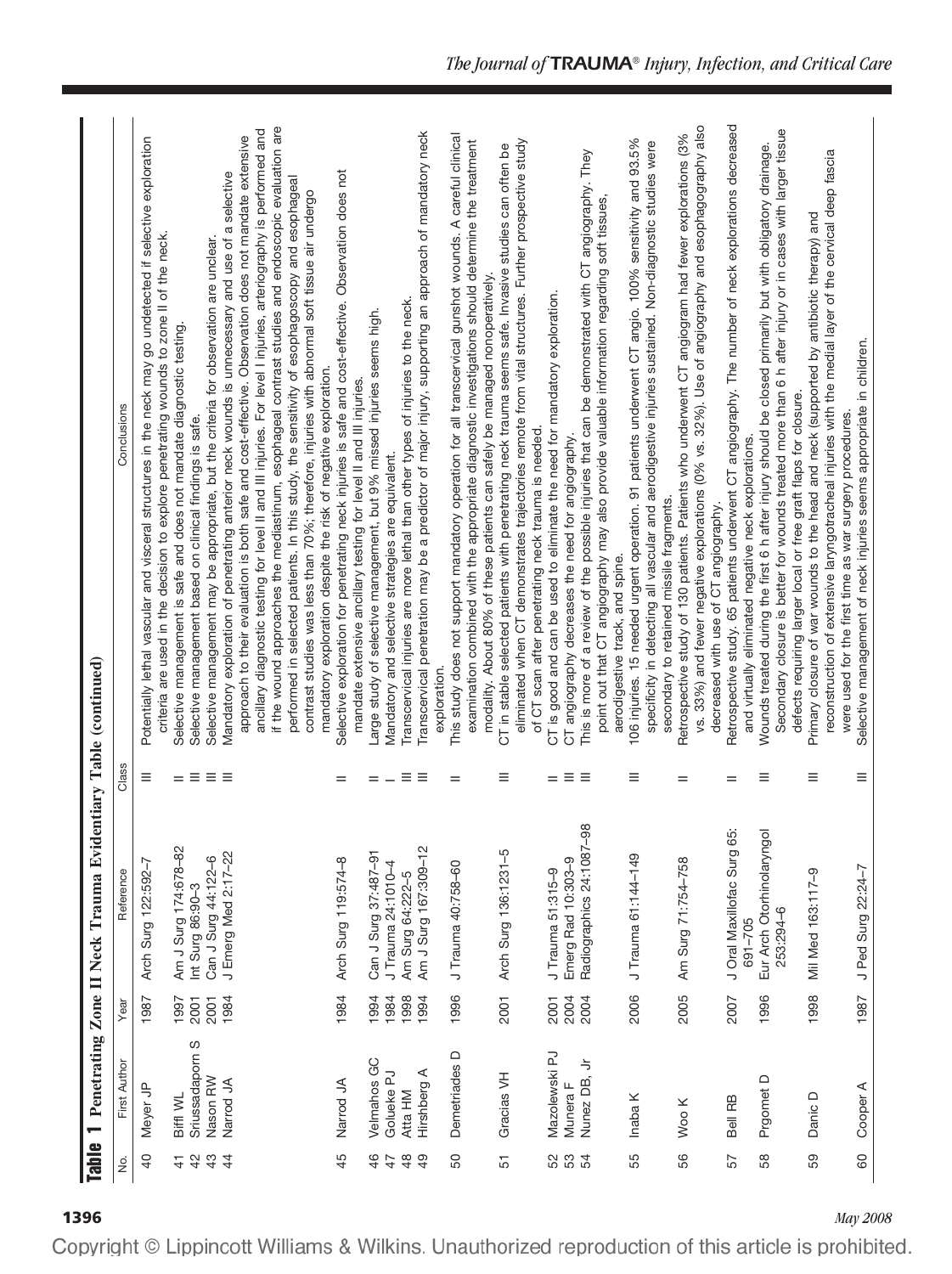**Table 1** Penetrating Zone II Neck Trauma Evidentiary Table (continued)

| No. | First Author | Year | Reference | Class | Conclusions |
|---|---|---|---|---|---|
| 40 | Meyer JP | 1987 | Arch Surg 122:592–7 | III | Potentially lethal vascular and visceral structures in the neck may go undetected if selective exploration criteria are used in the decision to explore penetrating wounds to zone II of the neck. |
| 41 | Biffl WL | 1997 | Am J Surg 174:678–82 | II | Selective management is safe and does not mandate diagnostic testing. |
| 42 | Sriussadaporn S | 2001 | Int Surg 86:90–3 | III | Selective management based on clinical findings is safe. |
| 43 | Nason RW | 2001 | Can J Surg 44:122–6 | III | Selective management may be appropriate, but the criteria for observation are unclear. |
| 44 | Narrod JA | 1984 | J Emerg Med 2:17–22 | III | Mandatory exploration of penetrating anterior neck wounds is unnecessary and use of a selective approach to their evaluation is both safe and cost-effective. Observation does not mandate extensive ancillary diagnostic testing for level II and III injuries. For level I injuries, arteriography is performed and if the wound approaches the mediastinum, esophageal contrast studies and endoscopic evaluation are performed in selected patients. In this study, the sensitivity of esophagoscopy and esophageal contrast studies was less than 70%; therefore, injuries with abnormal soft tissue air undergo mandatory exploration despite the risk of negative exploration. |
| 45 | Narrod JA | 1984 | Arch Surg 119:574–8 | II | Selective exploration for penetrating neck injuries is safe and cost-effective. Observation does not mandate extensive ancillary testing for level II and III injuries. |
| 46 | Velmahos GC | 1994 | Can J Surg 37:487–91 | II | Large study of selective management, but 9% missed injuries seems high. |
| 47 | Golueke PJ | 1984 | J Trauma 24:1010–4 | I | Mandatory and selective strategies are equivalent. |
| 48 | Atta HM | 1998 | Am Surg 64:222–5 | III | Transcervical injuries are more lethal than other types of injuries to the neck. |
| 49 | Hirshberg A | 1994 | Am J Surg 167:309–12 | III | Transcervical penetration may be a predictor of major injury, supporting an approach of mandatory neck exploration. |
| 50 | Demetriades D | 1996 | J Trauma 40:758–60 | II | This study does not support mandatory operation for all transcervical gunshot wounds. A careful clinical examination combined with the appropriate diagnostic investigations should determine the treatment modality. About 80% of these patients can safely be managed nonoperatively. |
| 51 | Gracias VH | 2001 | Arch Surg 136:1231–5 | III | CT in stable selected patients with penetrating neck trauma seems safe. Invasive studies can often be eliminated when CT demonstrates trajectories remote from vital structures. Further prospective study of CT scan after penetrating neck trauma is needed. |
| 52 | Mazolewski PJ | 2001 | J Trauma 51:315–9 | II | CT is good and can be used to eliminate the need for mandatory exploration. |
| 53 | Munera F | 2004 | Emerg Rad 10:303–9 | III | CT angiography decreases the need for angiography. |
| 54 | Nunez DB, Jr | 2004 | Radiographics 24:1087–98 | III | This is more of a review of the possible injuries that can be demonstrated with CT angiography. They point out that CT angiography may also provide valuable information regarding soft tissues, aerodigestive track, and spine. |
| 55 | Inaba K | 2006 | J Trauma 61:144–149 | III | 106 injuries. 15 needed urgent operation. 91 patients underwent CT angio. 100% sensitivity and 93.5% specificity in detecting all vascular and aerodigestive injuries sustained. Non-diagnostic studies were secondary to retained missile fragments. |
| 56 | Woo K | 2005 | Am Surg 71:754–758 | II | Retrospective study of 130 patients. Patients who underwent CT angiogram had fewer explorations (3% vs. 33%) and fewer negative explorations (0% vs. 32%). Use of angiography and esophagography also decreased with use of CT angiography. |
| 57 | Bell RB | 2007 | J Oral Maxillofac Surg 65: 691–705 | II | Retrospective study. 65 patients underwent CT angiography. The number of neck explorations decreased and virtually eliminated negative neck explorations. |
| 58 | Prgomet D | 1996 | Eur Arch Otorhinolaryngol 253:294–6 | III | Wounds treated during the first 6 h after injury should be closed primarily but with obligatory drainage. Secondary closure is better for wounds treated more than 6 h after injury or in cases with larger tissue defects requiring larger local or free graft flaps for closure. |
| 59 | Danic D | 1998 | Mil Med 163:117–9 | III | Primary closure of war wounds to the head and neck (supported by antibiotic therapy) and reconstruction of extensive laryngotracheal injuries with the medial layer of the cervical deep fascia were used for the first time as war surgery procedures. |
| 60 | Cooper A | 1987 | J Ped Surg 22:24–7 | III | Selective management of neck injuries seems appropriate in children. |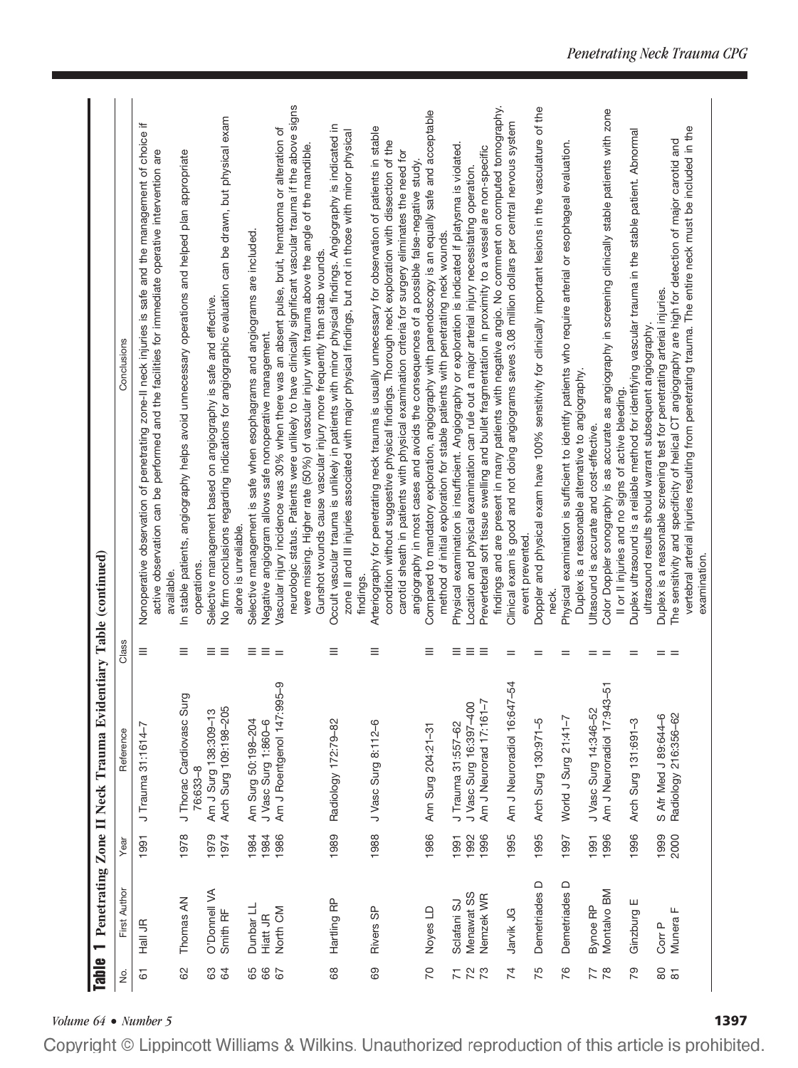**Table 1** Penetrating Zone II Neck Trauma Evidentiary Table (continued)

| No. | First Author | Year | Reference | Class | Conclusions |
|---|---|---|---|---|---|
| 61 | Hall JR | 1991 | J Trauma 31:1614–7 | III | Nonoperative observation of penetrating zone-II neck injuries is safe and the management of choice if active observation can be performed and the facilities for immediate operative intervention are available. |
| 62 | Thomas AN | 1978 | J Thorac Cardiovasc Surg 76:633–8 | III | In stable patients, angiography helps avoid unnecessary operations and helped plan appropriate operations. |
| 63 | O'Donnell VA | 1979 | Am J Surg 138:309–13 | III | Selective management based on angiography is safe and effective. |
| 64 | Smith RF | 1974 | Arch Surg 109:198–205 | III | No firm conclusions regarding indications for angiographic evaluation can be drawn, but physical exam alone is unreliable. |
| 65 | Dunbar LL | 1984 | Am Surg 50:198–204 | III | Selective management is safe when esophagrams and angiograms are included. |
| 66 | Hiatt JR | 1984 | J Vasc Surg 1:860–6 | III | Negative angiogram allows safe nonoperative management. |
| 67 | North CM | 1986 | Am J Roentgenol 147:995–9 | II | Vascular injury incidence was 30% when there was an absent pulse, bruit, hematoma or alteration of neurologic status. Patients were unlikely to have clinically significant vascular trauma if the above signs were missing. Higher rate (50%) of vascular injury with trauma above the angle of the mandible. Gunshot wounds cause vascular injury more frequently than stab wounds. |
| 68 | Hartling RP | 1989 | Radiology 172:79–82 | III | Occult vascular trauma is unlikely in patients with minor physical findings. Angiography is indicated in zone II and III injuries associated with major physical findings, but not in those with minor physical findings. |
| 69 | Rivers SP | 1988 | J Vasc Surg 8:112–6 | III | Arteriography for penetrating neck trauma is usually unnecessary for observation of patients in stable condition without suggestive physical findings. Thorough neck exploration with dissection of the carotid sheath in patients with physical examination criteria for surgery eliminates the need for angiography in most cases and avoids the consequences of a possible false-negative study. |
| 70 | Noyes LD | 1986 | Ann Surg 204:21–31 | III | Compared to mandatory exploration, angiography with panendoscopy is an equally safe and acceptable method of initial exploration for stable patients with penetrating neck wounds. |
| 71 | Sclafani SJ | 1991 | J Trauma 31:557–62 | III | Physical examination is insufficient. Angiography or exploration is indicated if platysma is violated. |
| 72 | Menawat SS | 1992 | J Vasc Surg 16:397–400 | III | Location and physical examination can rule out a major arterial injury necessitating operation. |
| 73 | Nemzek WR | 1996 | Am J Neurorad 17:161–7 | III | Prevertebral soft tissue swelling and bullet fragmentation in proximity to a vessel are non-specific findings and are present in many patients with negative angio. No comment on computed tomography. |
| 74 | Jarvik JG | 1995 | Am J Neuroradiol 16:647–54 | II | Clinical exam is good and not doing angiograms saves 3.08 million dollars per central nervous system event prevented. |
| 75 | Demetriades D | 1995 | Arch Surg 130:971–5 | II | Doppler and physical exam have 100% sensitivity for clinically important lesions in the vasculature of the neck. |
| 76 | Demetriades D | 1997 | World J Surg 21:41–7 | II | Physical examination is sufficient to identify patients who require arterial or esophageal evaluation. Duplex is a reasonable alternative to angiography. |
| 77 | Bynoe RP | 1991 | J Vasc Surg 14:346–52 | II | Ultasound is accurate and cost-effective. |
| 78 | Montalvo BM | 1996 | Am J Neuroradiol 17:943–51 | II | Color Doppler sonography is as accurate as angiography in screening clinically stable patients with zone II or II injuries and no signs of active bleeding. |
| 79 | Ginzburg E | 1996 | Arch Surg 131:691–3 | II | Duplex ultrasound is a reliable method for identifying vascular trauma in the stable patient. Abnormal ultrasound results should warrant subsequent angiography. |
| 80 | Corr P | 1999 | S Afr Med J 89:644–6 | II | Duplex is a reasonable screening test for penetrating arterial injuries. |
| 81 | Munera F | 2000 | Radiology 216:356–62 | II | The sensitivity and specificity of helical CT angiography are high for detection of major carotid and vertebral arterial injuries resulting from penetrating trauma. The entire neck must be included in the examination. |

Copyright © Lippincott Williams & Wilkins. Unauthorized reproduction of this article is prohibited.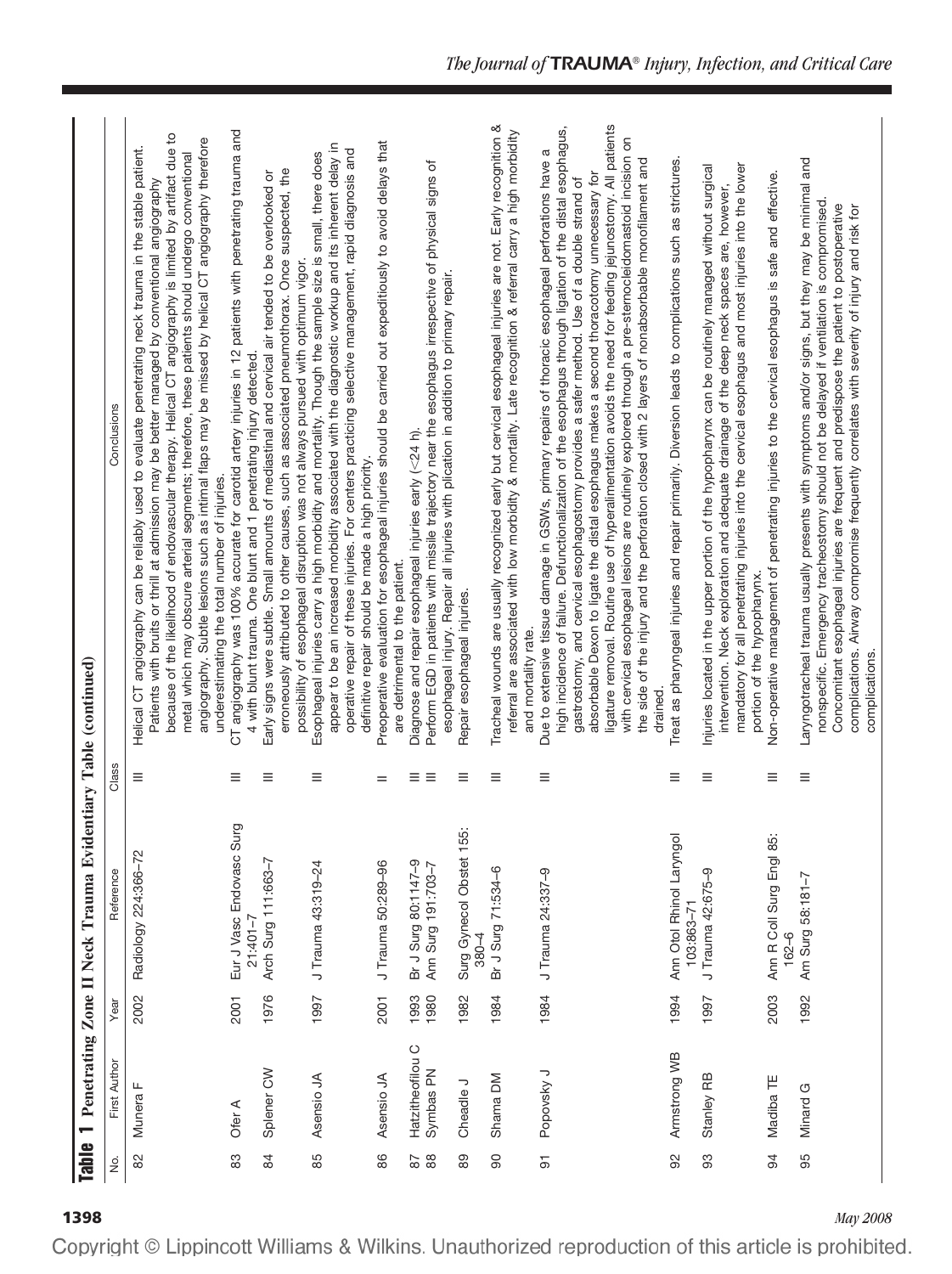**Table 1** Penetrating Zone II Neck Trauma Evidentiary Table (continued)

| No. | First Author | Year | Reference | Class | Conclusions |
|---|---|---|---|---|---|
| 82 | Munera F | 2002 | Radiology 224:366–72 | III | Helical CT angiography can be reliably used to evaluate penetrating neck trauma in the stable patient. Patients with bruits or thrill at admission may be better managed by conventional angiography because of the likelihood of endovascular therapy. Helical CT angiography is limited by artifact due to metal which may obscure arterial segments; therefore, these patients should undergo conventional angiography. Subtle lesions such as intimal flaps may be missed by helical CT angiography therefore underestimating the total number of injuries. |
| 83 | Ofer A | 2001 | Eur J Vasc Endovasc Surg 21:401–7 | III | CT angiography was 100% accurate for carotid artery injuries in 12 patients with penetrating trauma and 4 with blunt trauma. One blunt and 1 penetrating injury detected. |
| 84 | Splener CW | 1976 | Arch Surg 111:663–7 | III | Early signs were subtle. Small amounts of mediastinal and cervical air tended to be overlooked or erroneously attributed to other causes, such as associated pneumothorax. Once suspected, the possibility of esophageal disruption was not always pursued with optimum vigor. |
| 85 | Asensio JA | 1997 | J Trauma 43:319–24 | III | Esophageal injuries carry a high morbidity and mortality. Though the sample size is small, there does appear to be an increased morbidity associated with the diagnostic workup and its inherent delay in operative repair of these injuries. For centers practicing selective management, rapid diagnosis and definitive repair should be made a high priority. |
| 86 | Asensio JA | 2001 | J Trauma 50:289–96 | II | Preoperative evaluation for esophageal injuries should be carried out expeditiously to avoid delays that are detrimental to the patient. |
| 87 | Hatzitheofilou C | 1993 | Br J Surg 80:1147–9 | III | Diagnose and repair esophageal injuries early (<24 h). |
| 88 | Symbas PN | 1980 | Ann Surg 191:703–7 | III | Perform EGD in patients with missile trajectory near the esophagus irrespective of physical signs of esophageal injury. Repair all injuries with plication in addition to primary repair. |
| 89 | Cheadle J | 1982 | Surg Gynecol Obstet 155: 380–4 | III | Repair esophageal injuries. |
| 90 | Shama DM | 1984 | Br J Surg 71:534–6 | III | Tracheal wounds are usually recognized early but cervical esophageal injuries are not. Early recognition & referral are associated with low morbidity & mortality. Late recognition & referral carry a high morbidity and mortality rate. |
| 91 | Popovsky J | 1984 | J Trauma 24:337–9 | III | Due to extensive tissue damage in GSWs, primary repairs of thoracic esophageal perforations have a high incidence of failure. Defunctionalization of the esophagus through ligation of the distal esophagus, gastrostomy, and cervical esophagostomy provides a safer method. Use of a double strand of absorbable Dexon to ligate the distal esophagus makes a second thoracotomy unnecessary for ligature removal. Routine use of hyperalimentation avoids the need for feeding jejunostomy. All patients with cervical esophageal lesions are routinely explored through a pre-sternocleidomastoid incision on the side of the injury and the perforation closed with 2 layers of nonabsorbable monofilament and drained. |
| 92 | Armstrong WB | 1994 | Ann Otol Rhinol Laryngol 103:863–71 | III | Treat as pharyngeal injuries and repair primarily. Diversion leads to complications such as strictures. |
| 93 | Stanley RB | 1997 | J Trauma 42:675–9 | III | Injuries located in the upper portion of the hypopharynx can be routinely managed without surgical intervention. Neck exploration and adequate drainage of the deep neck spaces are, however, mandatory for all penetrating injuries into the cervical esophagus and most injuries into the lower portion of the hypopharynx. |
| 94 | Madiba TE | 2003 | Ann R Coll Surg Engl 85: 162–6 | III | Non-operative management of penetrating injuries to the cervical esophagus is safe and effective. |
| 95 | Minard G | 1992 | Am Surg 58:181–7 | III | Laryngotracheal trauma usually presents with symptoms and/or signs, but they may be minimal and nonspecific. Emergency tracheostomy should not be delayed if ventilation is compromised. Concomitant esophageal injuries are frequent and predispose the patient to postoperative complications. Airway compromise frequently correlates with severity of injury and risk for complications. |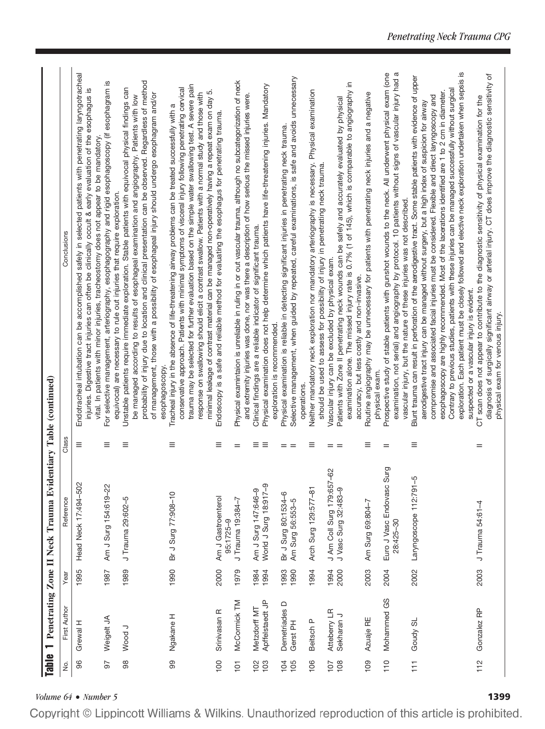**Table 1 Penetrating Zone II Neck Trauma Evidentiary Table (continued)**

| No. | First Author | Year | Reference | Class | Conclusions |
|---|---|---|---|---|---|
| 96 | Grewal H | 1995 | Head Neck 17:494–502 | III | Endotracheal intubation can be accomplished safely in selected patients with penetrating laryngotracheal injuries. Digestive tract injuries can often be clinically occult & early evaluation of the esophagus is vital. In patients with minor injuries, tracheostomy does not appear to be mandatory. |
| 97 | Weigelt JA | 1987 | Am J Surg 154:619–22 | III | For selective management, arteriography, esophagography and rigid esophagoscopy (if esophagram is equivocal) are necessary to rule out injuries that require exploration. |
| 98 | Wood J | 1989 | J Trauma 29:602–5 | III | Unstable patients require immediate exploration. Stable patients with equivocal physical findings can be managed according to results of esophageal examination and angiography. Patients with low probability of injury due to location and clinical presentation can be observed. Regardless of method of management, those with a possibility of esophageal injury should undergo esophagram and/or esophagoscopy. |
| 99 | Ngakane H | 1990 | Br J Surg 77:908–10 | III | Tracheal injury in the absence of life-threatening airway problems can be treated successfully with a conservative approach. Patients with minimal symptoms of visceral injury following penetrating cervical trauma may be selected for further evaluation based on the simple water swallowing test. A severe pain response on swallowing should elicit a contrast swallow. Patients with a normal study and those with minimal leakage of contrast material can be managed non-operatively having a repeat exam on day 5. |
| 100 | Srinivasan R | 2000 | Am J Gastroenterol 95:1725–9 | III | Endoscopy is a safe and reliable method for evaluating the esophagus for penetrating trauma. |
| 101 | McCormick TM | 1979 | J Trauma 19:384–7 | II | Physical examintaion is unreliable in ruling in or out vascular trauma, although no subcategorization of neck and extremity injuries was done, nor was there a description of how serious the missed injuries were. |
| 102 | Metzdorff MT | 1984 | Am J Surg 147:646–9 | III | Clinical findings are a reliable indicator of significant trauma. |
| 103 | Apffelstaedt JP | 1994 | World J Surg 18:917–9 | III | Physical examination does not help determine which patients have life-threatening injuries. Mandatory exploration is recommended. |
| 104 | Demetriades D | 1993 | Br J Surg 80:1534–6 | II | Physical examination is reliable in detecting significant injuries in penetrating neck trauma. |
| 105 | Gerst PH | 1990 | Am Surg 56:553–5 | II | Selective management, when guided by repeated, careful examinations, is safe and avoids unnecessary operations. |
| 106 | Beitsch P | 1994 | Arch Surg 129:577–81 | III | Neither mandatory neck exploration nor mandatory arteriography is necessary. Physical examination should be used to assess for possibility of injury in penetrating neck trauma. |
| 107 | Atteberry LR | 1994 | J Am Coll Surg 179:657–62 | II | Vascular injury can be excluded by physical exam. |
| 108 | Sekharan J | 2000 | J Vasc Surg 32:483–9 | II | Patients with Zone II penetrating neck wounds can be safely and accurately evaluated by physical examination alone. The missed injury rate is 0.7% (1 of 145), which is comparable to angiography in accuracy, but less costly and non-invasive. |
| 109 | Azuaje RE | 2003 | Am Surg 69:804–7 | III | Routine angiography may be unnecessary for patients with penetrating neck injuries and a negative physical exam. |
| 110 | Mohammed GS | 2004 | Euro J Vasc Endovasc Surg 28:425–30 | II | Prospective study of stable patients with gunshot wounds to the neck. All underwent physical exam (one examination, not serial) and angiography by protocol. 10 patients without signs of vascular injury had a vascular injury, but the nature of these injuries was not described. |
| 111 | Goudy SL | 2002 | Laryngoscope 112:791–5 | III | Blunt trauma can result in perforation of the aerodigestive tract. Some stable patients with evidence of upper aerodigestive tract injury can be managed without surgery, but a high index of suspicion for airway compromise and associated facial injuries must be considered. Flexible and direct laryngoscopy and esophagoscopy are highly recommended. Most of the lacerations identified are 1 to 2 cm in diameter. Contrary to previous studies, patients with these injuries can be managed successfully without surgical exploration. Each patient must be closely followed and elective neck exploration undertaken when sepsis is suspected or a vascular injury is evident. |
| 112 | Gonzalez RP | 2003 | J Trauma 54:61–4 | II | CT scan does not appear to contribute to the diagnostic sensitivity of physical examination for the diagnosis of surgically significant airway or arterial injury. CT does improve the diagnostic sensitivity of physical exam for venous injury. |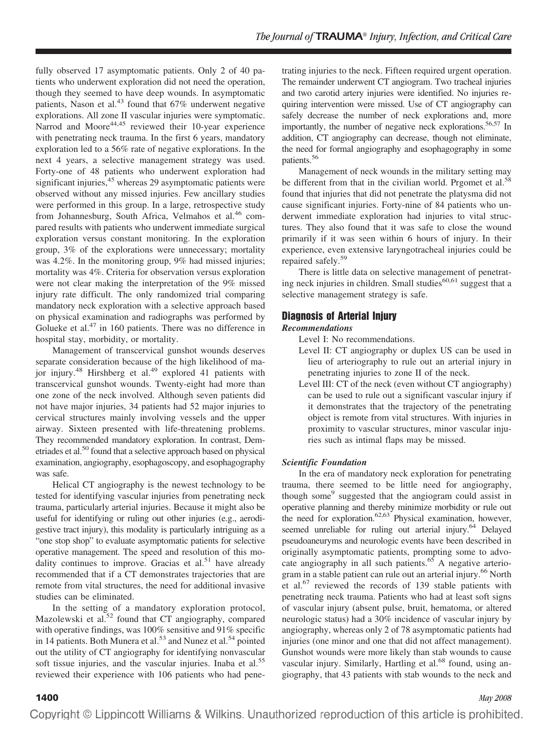fully observed 17 asymptomatic patients. Only 2 of 40 patients who underwent exploration did not need the operation, though they seemed to have deep wounds. In asymptomatic patients, Nason et al.[43] found that 67% underwent negative explorations. All zone II vascular injuries were symptomatic. Narrod and Moore[44,45] reviewed their 10-year experience with penetrating neck trauma. In the first 6 years, mandatory exploration led to a 56% rate of negative explorations. In the next 4 years, a selective management strategy was used. Forty-one of 48 patients who underwent exploration had significant injuries,[45] whereas 29 asymptomatic patients were observed without any missed injuries. Few ancillary studies were performed in this group. In a large, retrospective study from Johannesburg, South Africa, Velmahos et al.[46] compared results with patients who underwent immediate surgical exploration versus constant monitoring. In the exploration group, 3% of the explorations were unnecessary; mortality was 4.2%. In the monitoring group, 9% had missed injuries; mortality was 4%. Criteria for observation versus exploration were not clear making the interpretation of the 9% missed injury rate difficult. The only randomized trial comparing mandatory neck exploration with a selective approach based on physical examination and radiographs was performed by Golueke et al.[47] in 160 patients. There was no difference in hospital stay, morbidity, or mortality.

Management of transcervical gunshot wounds deserves separate consideration because of the high likelihood of major injury.[48] Hirshberg et al.[49] explored 41 patients with transcervical gunshot wounds. Twenty-eight had more than one zone of the neck involved. Although seven patients did not have major injuries, 34 patients had 52 major injuries to cervical structures mainly involving vessels and the upper airway. Sixteen presented with life-threatening problems. They recommended mandatory exploration. In contrast, Demetriades et al.[50] found that a selective approach based on physical examination, angiography, esophagoscopy, and esophagography was safe.

Helical CT angiography is the newest technology to be tested for identifying vascular injuries from penetrating neck trauma, particularly arterial injuries. Because it might also be useful for identifying or ruling out other injuries (e.g., aerodigestive tract injury), this modality is particularly intriguing as a "one stop shop" to evaluate asymptomatic patients for selective operative management. The speed and resolution of this modality continues to improve. Gracias et al.[51] have already recommended that if a CT demonstrates trajectories that are remote from vital structures, the need for additional invasive studies can be eliminated.

In the setting of a mandatory exploration protocol, Mazolewski et al.[52] found that CT angiography, compared with operative findings, was 100% sensitive and 91% specific in 14 patients. Both Munera et al.[53] and Nunez et al.[54] pointed out the utility of CT angiography for identifying nonvascular soft tissue injuries, and the vascular injuries. Inaba et al.[55] reviewed their experience with 106 patients who had penetrating injuries to the neck. Fifteen required urgent operation. The remainder underwent CT angiogram. Two tracheal injuries and two carotid artery injuries were identified. No injuries requiring intervention were missed. Use of CT angiography can safely decrease the number of neck explorations and, more importantly, the number of negative neck explorations.[56,57] In addition, CT angiography can decrease, though not eliminate, the need for formal angiography and esophagography in some patients.[56]

Management of neck wounds in the military setting may be different from that in the civilian world. Prgomet et al.[58] found that injuries that did not penetrate the platysma did not cause significant injuries. Forty-nine of 84 patients who underwent immediate exploration had injuries to vital structures. They also found that it was safe to close the wound primarily if it was seen within 6 hours of injury. In their experience, even extensive laryngotracheal injuries could be repaired safely.[59]

There is little data on selective management of penetrating neck injuries in children. Small studies[60,61] suggest that a selective management strategy is safe.

## Diagnosis of Arterial Injury

### *Recommendations*

- Level I: No recommendations.
- Level II: CT angiography or duplex US can be used in lieu of arteriography to rule out an arterial injury in penetrating injuries to zone II of the neck.
- Level III: CT of the neck (even without CT angiography) can be used to rule out a significant vascular injury if it demonstrates that the trajectory of the penetrating object is remote from vital structures. With injuries in proximity to vascular structures, minor vascular injuries such as intimal flaps may be missed.

### *Scientific Foundation*

In the era of mandatory neck exploration for penetrating trauma, there seemed to be little need for angiography, though some[9] suggested that the angiogram could assist in operative planning and thereby minimize morbidity or rule out the need for exploration.[62,63] Physical examination, however, seemed unreliable for ruling out arterial injury.[64] Delayed pseudoaneurysms and neurologic events have been described in originally asymptomatic patients, prompting some to advocate angiography in all such patients.[65] A negative arteriogram in a stable patient can rule out an arterial injury.[66] North et al.[67] reviewed the records of 139 stable patients with penetrating neck trauma. Patients who had at least soft signs of vascular injury (absent pulse, bruit, hematoma, or altered neurologic status) had a 30% incidence of vascular injury by angiography, whereas only 2 of 78 asymptomatic patients had injuries (one minor and one that did not affect management). Gunshot wounds were more likely than stab wounds to cause vascular injury. Similarly, Hartling et al.[68] found, using angiography, that 43 patients with stab wounds to the neck and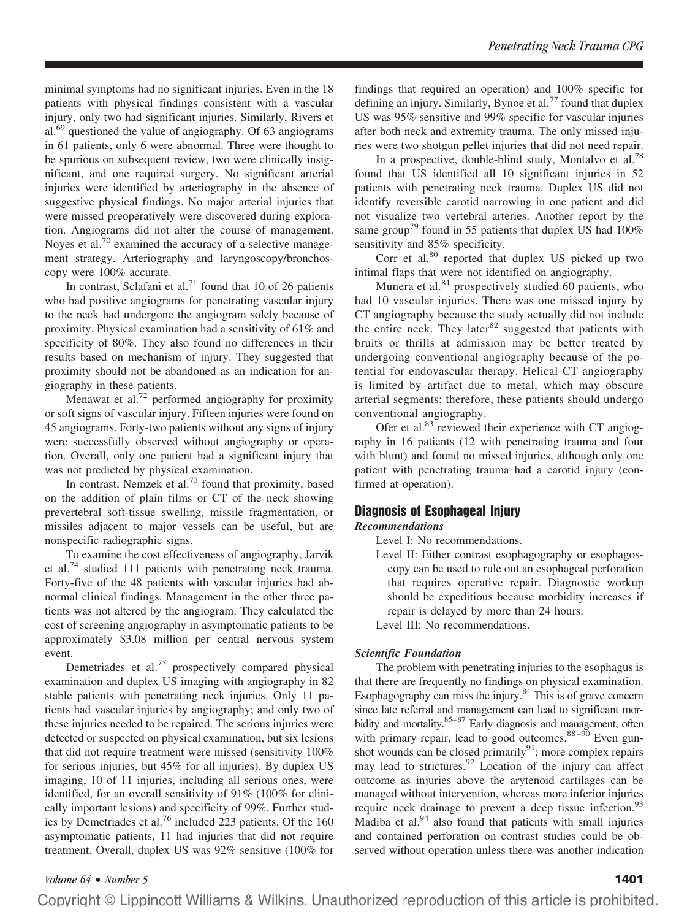minimal symptoms had no significant injuries. Even in the 18 patients with physical findings consistent with a vascular injury, only two had significant injuries. Similarly, Rivers et al.[69] questioned the value of angiography. Of 63 angiograms in 61 patients, only 6 were abnormal. Three were thought to be spurious on subsequent review, two were clinically insignificant, and one required surgery. No significant arterial injuries were identified by arteriography in the absence of suggestive physical findings. No major arterial injuries that were missed preoperatively were discovered during exploration. Angiograms did not alter the course of management. Noyes et al.[70] examined the accuracy of a selective management strategy. Arteriography and laryngoscopy/bronchoscopy were 100% accurate.

In contrast, Sclafani et al.[71] found that 10 of 26 patients who had positive angiograms for penetrating vascular injury to the neck had undergone the angiogram solely because of proximity. Physical examination had a sensitivity of 61% and specificity of 80%. They also found no differences in their results based on mechanism of injury. They suggested that proximity should not be abandoned as an indication for angiography in these patients.

Menawat et al.[72] performed angiography for proximity or soft signs of vascular injury. Fifteen injuries were found on 45 angiograms. Forty-two patients without any signs of injury were successfully observed without angiography or operation. Overall, only one patient had a significant injury that was not predicted by physical examination.

In contrast, Nemzek et al.[73] found that proximity, based on the addition of plain films or CT of the neck showing prevertebral soft-tissue swelling, missile fragmentation, or missiles adjacent to major vessels can be useful, but are nonspecific radiographic signs.

To examine the cost effectiveness of angiography, Jarvik et al.[74] studied 111 patients with penetrating neck trauma. Forty-five of the 48 patients with vascular injuries had abnormal clinical findings. Management in the other three patients was not altered by the angiogram. They calculated the cost of screening angiography in asymptomatic patients to be approximately $3.08 million per central nervous system event.

Demetriades et al.[75] prospectively compared physical examination and duplex US imaging with angiography in 82 stable patients with penetrating neck injuries. Only 11 patients had vascular injuries by angiography; and only two of these injuries needed to be repaired. The serious injuries were detected or suspected on physical examination, but six lesions that did not require treatment were missed (sensitivity 100% for serious injuries, but 45% for all injuries). By duplex US imaging, 10 of 11 injuries, including all serious ones, were identified, for an overall sensitivity of 91% (100% for clinically important lesions) and specificity of 99%. Further studies by Demetriades et al.[76] included 223 patients. Of the 160 asymptomatic patients, 11 had injuries that did not require treatment. Overall, duplex US was 92% sensitive (100% for findings that required an operation) and 100% specific for defining an injury. Similarly, Bynoe et al.[77] found that duplex US was 95% sensitive and 99% specific for vascular injuries after both neck and extremity trauma. The only missed injuries were two shotgun pellet injuries that did not need repair.

In a prospective, double-blind study, Montalvo et al.[78] found that US identified all 10 significant injuries in 52 patients with penetrating neck trauma. Duplex US did not identify reversible carotid narrowing in one patient and did not visualize two vertebral arteries. Another report by the same group[79] found in 55 patients that duplex US had 100% sensitivity and 85% specificity.

Corr et al.[80] reported that duplex US picked up two intimal flaps that were not identified on angiography.

Munera et al.[81] prospectively studied 60 patients, who had 10 vascular injuries. There was one missed injury by CT angiography because the study actually did not include the entire neck. They later[82] suggested that patients with bruits or thrills at admission may be better treated by undergoing conventional angiography because of the potential for endovascular therapy. Helical CT angiography is limited by artifact due to metal, which may obscure arterial segments; therefore, these patients should undergo conventional angiography.

Ofer et al.[83] reviewed their experience with CT angiography in 16 patients (12 with penetrating trauma and four with blunt) and found no missed injuries, although only one patient with penetrating trauma had a carotid injury (confirmed at operation).

## Diagnosis of Esophageal Injury

### *Recommendations*

Level I: No recommendations.

Level II: Either contrast esophagography or esophagoscopy can be used to rule out an esophageal perforation that requires operative repair. Diagnostic workup should be expeditious because morbidity increases if repair is delayed by more than 24 hours.

Level III: No recommendations.

### *Scientific Foundation*

The problem with penetrating injuries to the esophagus is that there are frequently no findings on physical examination. Esophagography can miss the injury.[84] This is of grave concern since late referral and management can lead to significant morbidity and mortality.[85–87] Early diagnosis and management, often with primary repair, lead to good outcomes.[88–90] Even gunshot wounds can be closed primarily[91]; more complex repairs may lead to strictures.[92] Location of the injury can affect outcome as injuries above the arytenoid cartilages can be managed without intervention, whereas more inferior injuries require neck drainage to prevent a deep tissue infection.[93] Madiba et al.[94] also found that patients with small injuries and contained perforation on contrast studies could be observed without operation unless there was another indication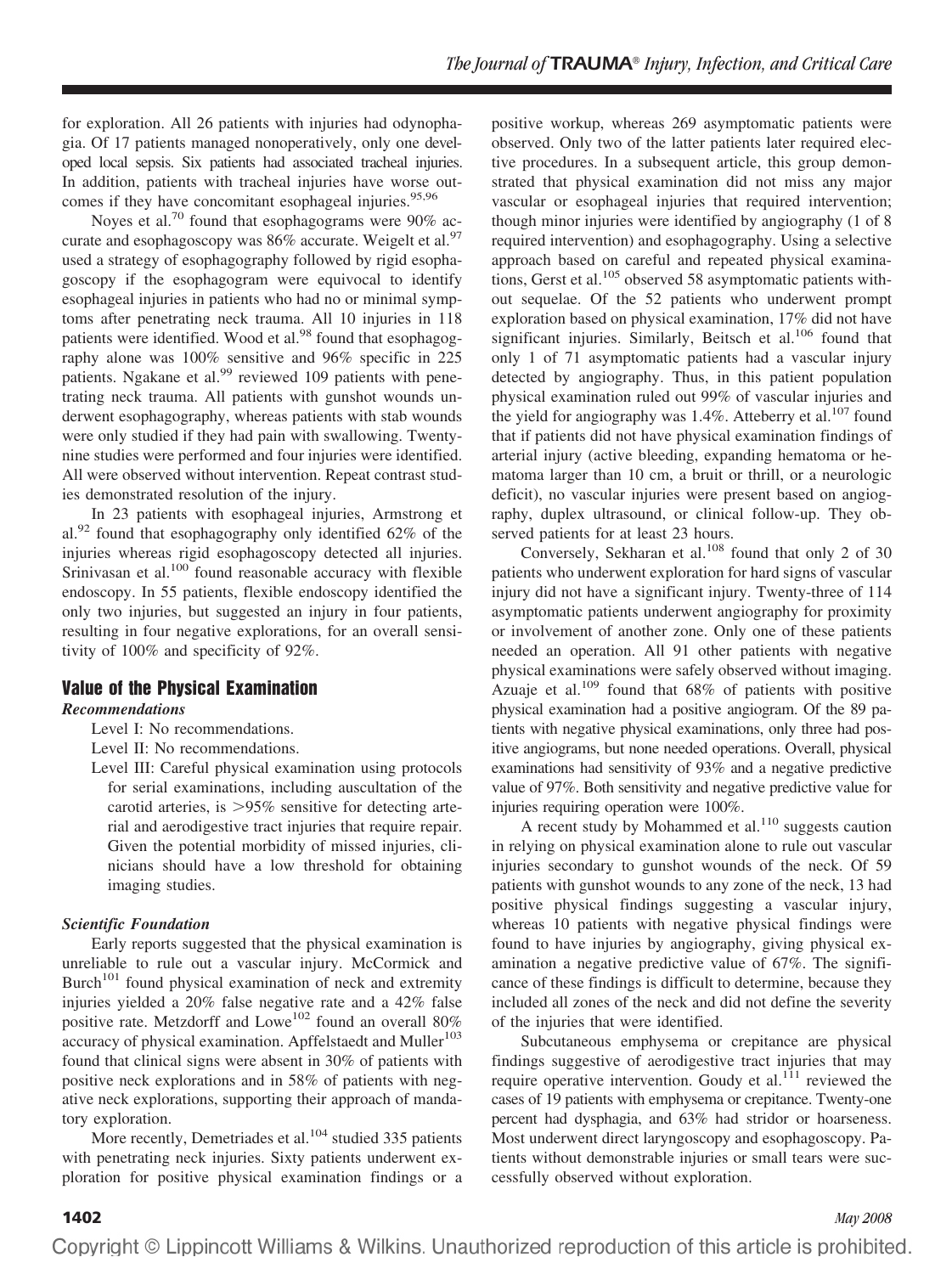for exploration. All 26 patients with injuries had odynophagia. Of 17 patients managed nonoperatively, only one developed local sepsis. Six patients had associated tracheal injuries. In addition, patients with tracheal injuries have worse outcomes if they have concomitant esophageal injuries.[95,96]

Noyes et al.[70] found that esophagograms were 90% accurate and esophagoscopy was 86% accurate. Weigelt et al.[97] used a strategy of esophagography followed by rigid esophagoscopy if the esophagogram were equivocal to identify esophageal injuries in patients who had no or minimal symptoms after penetrating neck trauma. All 10 injuries in 118 patients were identified. Wood et al.[98] found that esophagography alone was 100% sensitive and 96% specific in 225 patients. Ngakane et al.[99] reviewed 109 patients with penetrating neck trauma. All patients with gunshot wounds underwent esophagography, whereas patients with stab wounds were only studied if they had pain with swallowing. Twenty-nine studies were performed and four injuries were identified. All were observed without intervention. Repeat contrast studies demonstrated resolution of the injury.

In 23 patients with esophageal injuries, Armstrong et al.[92] found that esophagography only identified 62% of the injuries whereas rigid esophagoscopy detected all injuries. Srinivasan et al.[100] found reasonable accuracy with flexible endoscopy. In 55 patients, flexible endoscopy identified the only two injuries, but suggested an injury in four patients, resulting in four negative explorations, for an overall sensitivity of 100% and specificity of 92%.

## Value of the Physical Examination

### *Recommendations*

Level I: No recommendations.

Level II: No recommendations.

Level III: Careful physical examination using protocols for serial examinations, including auscultation of the carotid arteries, is >95% sensitive for detecting arterial and aerodigestive tract injuries that require repair. Given the potential morbidity of missed injuries, clinicians should have a low threshold for obtaining imaging studies.

### *Scientific Foundation*

Early reports suggested that the physical examination is unreliable to rule out a vascular injury. McCormick and Burch[101] found physical examination of neck and extremity injuries yielded a 20% false negative rate and a 42% false positive rate. Metzdorff and Lowe[102] found an overall 80% accuracy of physical examination. Apffelstaedt and Muller[103] found that clinical signs were absent in 30% of patients with positive neck explorations and in 58% of patients with negative neck explorations, supporting their approach of mandatory exploration.

More recently, Demetriades et al.[104] studied 335 patients with penetrating neck injuries. Sixty patients underwent exploration for positive physical examination findings or a positive workup, whereas 269 asymptomatic patients were observed. Only two of the latter patients later required elective procedures. In a subsequent article, this group demonstrated that physical examination did not miss any major vascular or esophageal injuries that required intervention; though minor injuries were identified by angiography (1 of 8 required intervention) and esophagography. Using a selective approach based on careful and repeated physical examinations, Gerst et al.[105] observed 58 asymptomatic patients without sequelae. Of the 52 patients who underwent prompt exploration based on physical examination, 17% did not have significant injuries. Similarly, Beitsch et al.[106] found that only 1 of 71 asymptomatic patients had a vascular injury detected by angiography. Thus, in this patient population physical examination ruled out 99% of vascular injuries and the yield for angiography was 1.4%. Atteberry et al.[107] found that if patients did not have physical examination findings of arterial injury (active bleeding, expanding hematoma or hematoma larger than 10 cm, a bruit or thrill, or a neurologic deficit), no vascular injuries were present based on angiography, duplex ultrasound, or clinical follow-up. They observed patients for at least 23 hours.

Conversely, Sekharan et al.[108] found that only 2 of 30 patients who underwent exploration for hard signs of vascular injury did not have a significant injury. Twenty-three of 114 asymptomatic patients underwent angiography for proximity or involvement of another zone. Only one of these patients needed an operation. All 91 other patients with negative physical examinations were safely observed without imaging. Azuaje et al.[109] found that 68% of patients with positive physical examination had a positive angiogram. Of the 89 patients with negative physical examinations, only three had positive angiograms, but none needed operations. Overall, physical examinations had sensitivity of 93% and a negative predictive value of 97%. Both sensitivity and negative predictive value for injuries requiring operation were 100%.

A recent study by Mohammed et al.[110] suggests caution in relying on physical examination alone to rule out vascular injuries secondary to gunshot wounds of the neck. Of 59 patients with gunshot wounds to any zone of the neck, 13 had positive physical findings suggesting a vascular injury, whereas 10 patients with negative physical findings were found to have injuries by angiography, giving physical examination a negative predictive value of 67%. The significance of these findings is difficult to determine, because they included all zones of the neck and did not define the severity of the injuries that were identified.

Subcutaneous emphysema or crepitance are physical findings suggestive of aerodigestive tract injuries that may require operative intervention. Goudy et al.[111] reviewed the cases of 19 patients with emphysema or crepitance. Twenty-one percent had dysphagia, and 63% had stridor or hoarseness. Most underwent direct laryngoscopy and esophagoscopy. Patients without demonstrable injuries or small tears were successfully observed without exploration.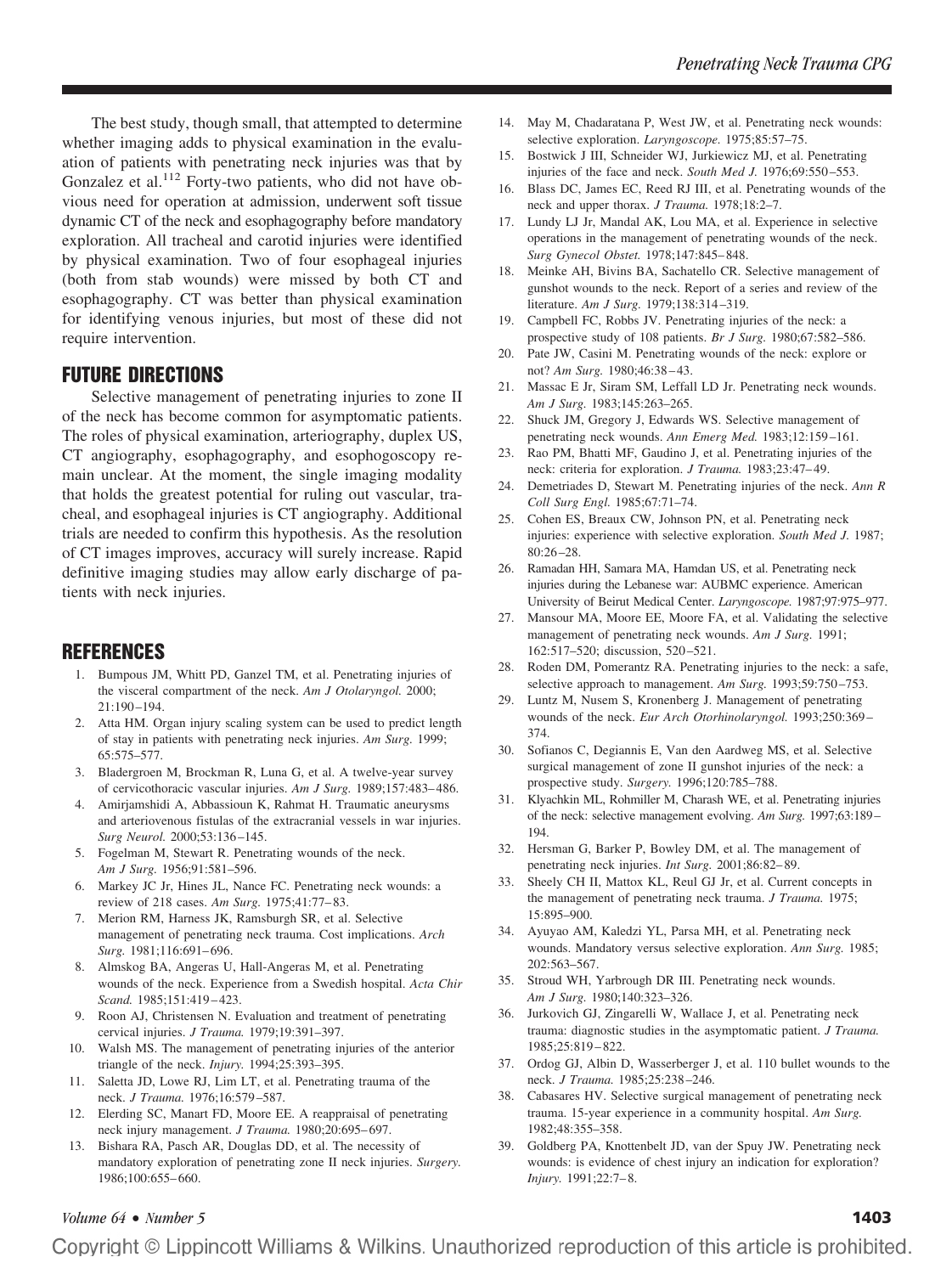The best study, though small, that attempted to determine whether imaging adds to physical examination in the evaluation of patients with penetrating neck injuries was that by Gonzalez et al.[112] Forty-two patients, who did not have obvious need for operation at admission, underwent soft tissue dynamic CT of the neck and esophagography before mandatory exploration. All tracheal and carotid injuries were identified by physical examination. Two of four esophageal injuries (both from stab wounds) were missed by both CT and esophagography. CT was better than physical examination for identifying venous injuries, but most of these did not require intervention.

## FUTURE DIRECTIONS

Selective management of penetrating injuries to zone II of the neck has become common for asymptomatic patients. The roles of physical examination, arteriography, duplex US, CT angiography, esophagography, and esophogoscopy remain unclear. At the moment, the single imaging modality that holds the greatest potential for ruling out vascular, tracheal, and esophageal injuries is CT angiography. Additional trials are needed to confirm this hypothesis. As the resolution of CT images improves, accuracy will surely increase. Rapid definitive imaging studies may allow early discharge of patients with neck injuries.

## REFERENCES

1. Bumpous JM, Whitt PD, Ganzel TM, et al. Penetrating injuries of the visceral compartment of the neck. *Am J Otolaryngol.* 2000; 21:190–194.
2. Atta HM. Organ injury scaling system can be used to predict length of stay in patients with penetrating neck injuries. *Am Surg.* 1999; 65:575–577.
3. Bladergroen M, Brockman R, Luna G, et al. A twelve-year survey of cervicothoracic vascular injuries. *Am J Surg.* 1989;157:483–486.
4. Amirjamshidi A, Abbassioun K, Rahmat H. Traumatic aneurysms and arteriovenous fistulas of the extracranial vessels in war injuries. *Surg Neurol.* 2000;53:136–145.
5. Fogelman M, Stewart R. Penetrating wounds of the neck. *Am J Surg.* 1956;91:581–596.
6. Markey JC Jr, Hines JL, Nance FC. Penetrating neck wounds: a review of 218 cases. *Am Surg.* 1975;41:77–83.
7. Merion RM, Harness JK, Ramsburgh SR, et al. Selective management of penetrating neck trauma. Cost implications. *Arch Surg.* 1981;116:691–696.
8. Almskog BA, Angeras U, Hall-Angeras M, et al. Penetrating wounds of the neck. Experience from a Swedish hospital. *Acta Chir Scand.* 1985;151:419–423.
9. Roon AJ, Christensen N. Evaluation and treatment of penetrating cervical injuries. *J Trauma.* 1979;19:391–397.
10. Walsh MS. The management of penetrating injuries of the anterior triangle of the neck. *Injury.* 1994;25:393–395.
11. Saletta JD, Lowe RJ, Lim LT, et al. Penetrating trauma of the neck. *J Trauma.* 1976;16:579–587.
12. Elerding SC, Manart FD, Moore EE. A reappraisal of penetrating neck injury management. *J Trauma.* 1980;20:695–697.
13. Bishara RA, Pasch AR, Douglas DD, et al. The necessity of mandatory exploration of penetrating zone II neck injuries. *Surgery.* 1986;100:655–660.
14. May M, Chadaratana P, West JW, et al. Penetrating neck wounds: selective exploration. *Laryngoscope.* 1975;85:57–75.
15. Bostwick J III, Schneider WJ, Jurkiewicz MJ, et al. Penetrating injuries of the face and neck. *South Med J.* 1976;69:550–553.
16. Blass DC, James EC, Reed RJ III, et al. Penetrating wounds of the neck and upper thorax. *J Trauma.* 1978;18:2–7.
17. Lundy LJ Jr, Mandal AK, Lou MA, et al. Experience in selective operations in the management of penetrating wounds of the neck. *Surg Gynecol Obstet.* 1978;147:845–848.
18. Meinke AH, Bivins BA, Sachatello CR. Selective management of gunshot wounds to the neck. Report of a series and review of the literature. *Am J Surg.* 1979;138:314–319.
19. Campbell FC, Robbs JV. Penetrating injuries of the neck: a prospective study of 108 patients. *Br J Surg.* 1980;67:582–586.
20. Pate JW, Casini M. Penetrating wounds of the neck: explore or not? *Am Surg.* 1980;46:38–43.
21. Massac E Jr, Siram SM, Leffall LD Jr. Penetrating neck wounds. *Am J Surg.* 1983;145:263–265.
22. Shuck JM, Gregory J, Edwards WS. Selective management of penetrating neck wounds. *Ann Emerg Med.* 1983;12:159–161.
23. Rao PM, Bhatti MF, Gaudino J, et al. Penetrating injuries of the neck: criteria for exploration. *J Trauma.* 1983;23:47–49.
24. Demetriades D, Stewart M. Penetrating injuries of the neck. *Ann R Coll Surg Engl.* 1985;67:71–74.
25. Cohen ES, Breaux CW, Johnson PN, et al. Penetrating neck injuries: experience with selective exploration. *South Med J.* 1987; 80:26–28.
26. Ramadan HH, Samara MA, Hamdan US, et al. Penetrating neck injuries during the Lebanese war: AUBMC experience. American University of Beirut Medical Center. *Laryngoscope.* 1987;97:975–977.
27. Mansour MA, Moore EE, Moore FA, et al. Validating the selective management of penetrating neck wounds. *Am J Surg.* 1991; 162:517–520; discussion, 520–521.
28. Roden DM, Pomerantz RA. Penetrating injuries to the neck: a safe, selective approach to management. *Am Surg.* 1993;59:750–753.
29. Luntz M, Nusem S, Kronenberg J. Management of penetrating wounds of the neck. *Eur Arch Otorhinolaryngol.* 1993;250:369–374.
30. Sofianos C, Degiannis E, Van den Aardweg MS, et al. Selective surgical management of zone II gunshot injuries of the neck: a prospective study. *Surgery.* 1996;120:785–788.
31. Klyachkin ML, Rohmiller M, Charash WE, et al. Penetrating injuries of the neck: selective management evolving. *Am Surg.* 1997;63:189–194.
32. Hersman G, Barker P, Bowley DM, et al. The management of penetrating neck injuries. *Int Surg.* 2001;86:82–89.
33. Sheely CH II, Mattox KL, Reul GJ Jr, et al. Current concepts in the management of penetrating neck trauma. *J Trauma.* 1975; 15:895–900.
34. Ayuyao AM, Kaledzi YL, Parsa MH, et al. Penetrating neck wounds. Mandatory versus selective exploration. *Ann Surg.* 1985; 202:563–567.
35. Stroud WH, Yarbrough DR III. Penetrating neck wounds. *Am J Surg.* 1980;140:323–326.
36. Jurkovich GJ, Zingarelli W, Wallace J, et al. Penetrating neck trauma: diagnostic studies in the asymptomatic patient. *J Trauma.* 1985;25:819–822.
37. Ordog GJ, Albin D, Wasserberger J, et al. 110 bullet wounds to the neck. *J Trauma.* 1985;25:238–246.
38. Cabasares HV. Selective surgical management of penetrating neck trauma. 15-year experience in a community hospital. *Am Surg.* 1982;48:355–358.
39. Goldberg PA, Knottenbelt JD, van der Spuy JW. Penetrating neck wounds: is evidence of chest injury an indication for exploration? *Injury.* 1991;22:7–8.

Copyright © Lippincott Williams & Wilkins. Unauthorized reproduction of this article is prohibited.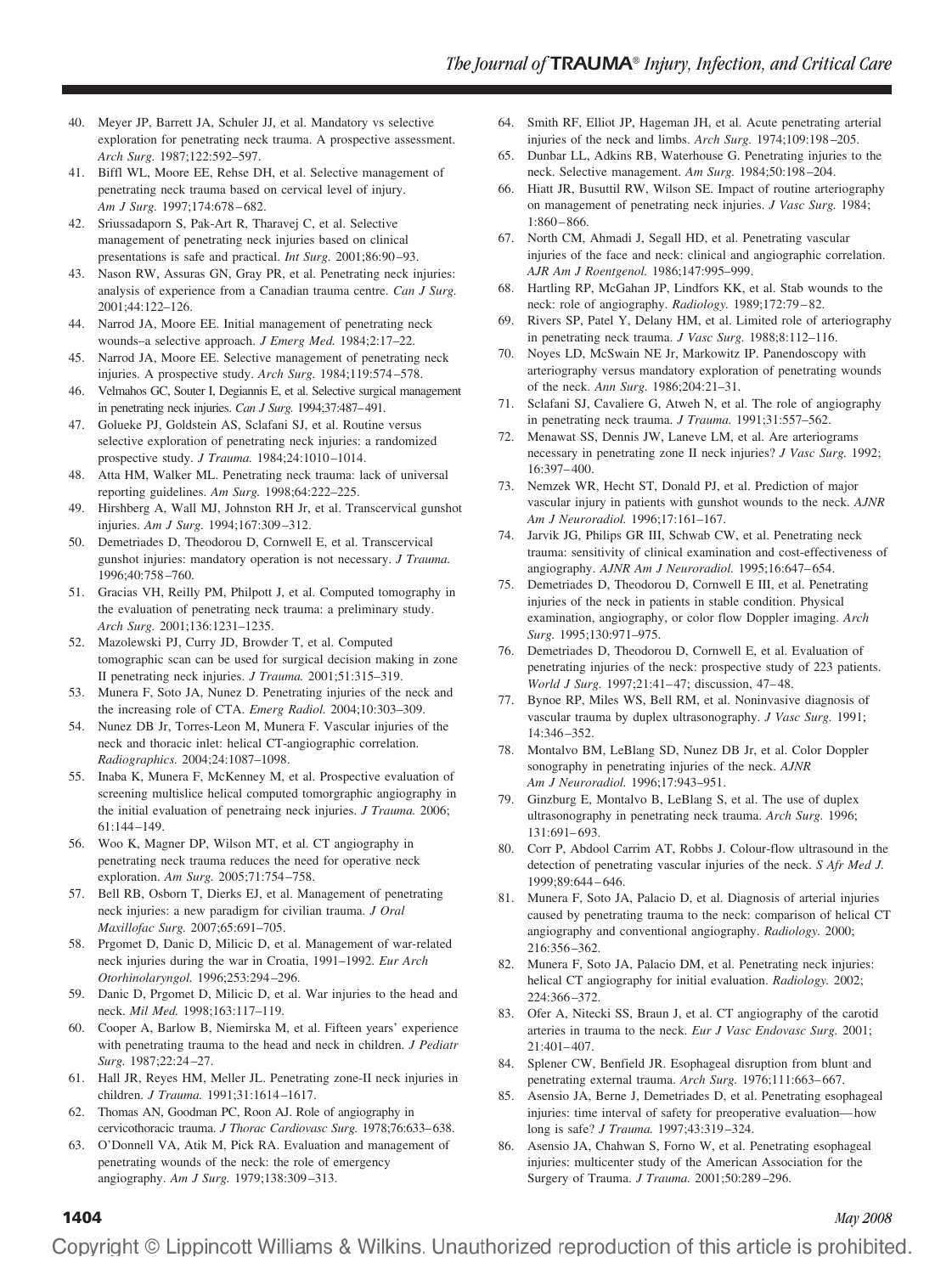40. Meyer JP, Barrett JA, Schuler JJ, et al. Mandatory vs selective exploration for penetrating neck trauma. A prospective assessment. *Arch Surg.* 1987;122:592–597.
41. Biffl WL, Moore EE, Rehse DH, et al. Selective management of penetrating neck trauma based on cervical level of injury. *Am J Surg.* 1997;174:678–682.
42. Sriussadaporn S, Pak-Art R, Tharavej C, et al. Selective management of penetrating neck injuries based on clinical presentations is safe and practical. *Int Surg.* 2001;86:90–93.
43. Nason RW, Assuras GN, Gray PR, et al. Penetrating neck injuries: analysis of experience from a Canadian trauma centre. *Can J Surg.* 2001;44:122–126.
44. Narrod JA, Moore EE. Initial management of penetrating neck wounds–a selective approach. *J Emerg Med.* 1984;2:17–22.
45. Narrod JA, Moore EE. Selective management of penetrating neck injuries. A prospective study. *Arch Surg.* 1984;119:574–578.
46. Velmahos GC, Souter I, Degiannis E, et al. Selective surgical management in penetrating neck injuries. *Can J Surg.* 1994;37:487–491.
47. Golueke PJ, Goldstein AS, Sclafani SJ, et al. Routine versus selective exploration of penetrating neck injuries: a randomized prospective study. *J Trauma.* 1984;24:1010–1014.
48. Atta HM, Walker ML. Penetrating neck trauma: lack of universal reporting guidelines. *Am Surg.* 1998;64:222–225.
49. Hirshberg A, Wall MJ, Johnston RH Jr, et al. Transcervical gunshot injuries. *Am J Surg.* 1994;167:309–312.
50. Demetriades D, Theodorou D, Cornwell E, et al. Transcervical gunshot injuries: mandatory operation is not necessary. *J Trauma.* 1996;40:758–760.
51. Gracias VH, Reilly PM, Philpott J, et al. Computed tomography in the evaluation of penetrating neck trauma: a preliminary study. *Arch Surg.* 2001;136:1231–1235.
52. Mazolewski PJ, Curry JD, Browder T, et al. Computed tomographic scan can be used for surgical decision making in zone II penetrating neck injuries. *J Trauma.* 2001;51:315–319.
53. Munera F, Soto JA, Nunez D. Penetrating injuries of the neck and the increasing role of CTA. *Emerg Radiol.* 2004;10:303–309.
54. Nunez DB Jr, Torres-Leon M, Munera F. Vascular injuries of the neck and thoracic inlet: helical CT-angiographic correlation. *Radiographics.* 2004;24:1087–1098.
55. Inaba K, Munera F, McKenney M, et al. Prospective evaluation of screening multislice helical computed tomorgraphic angiography in the initial evaluation of penetraing neck injuries. *J Trauma.* 2006; 61:144–149.
56. Woo K, Magner DP, Wilson MT, et al. CT angiography in penetrating neck trauma reduces the need for operative neck exploration. *Am Surg.* 2005;71:754–758.
57. Bell RB, Osborn T, Dierks EJ, et al. Management of penetrating neck injuries: a new paradigm for civilian trauma. *J Oral Maxillofac Surg.* 2007;65:691–705.
58. Prgomet D, Danic D, Milicic D, et al. Management of war-related neck injuries during the war in Croatia, 1991–1992. *Eur Arch Otorhinolaryngol.* 1996;253:294–296.
59. Danic D, Prgomet D, Milicic D, et al. War injuries to the head and neck. *Mil Med.* 1998;163:117–119.
60. Cooper A, Barlow B, Niemirska M, et al. Fifteen years' experience with penetrating trauma to the head and neck in children. *J Pediatr Surg.* 1987;22:24–27.
61. Hall JR, Reyes HM, Meller JL. Penetrating zone-II neck injuries in children. *J Trauma.* 1991;31:1614–1617.
62. Thomas AN, Goodman PC, Roon AJ. Role of angiography in cervicothoracic trauma. *J Thorac Cardiovasc Surg.* 1978;76:633–638.
63. O'Donnell VA, Atik M, Pick RA. Evaluation and management of penetrating wounds of the neck: the role of emergency angiography. *Am J Surg.* 1979;138:309–313.
64. Smith RF, Elliot JP, Hageman JH, et al. Acute penetrating arterial injuries of the neck and limbs. *Arch Surg.* 1974;109:198–205.
65. Dunbar LL, Adkins RB, Waterhouse G. Penetrating injuries to the neck. Selective management. *Am Surg.* 1984;50:198–204.
66. Hiatt JR, Busuttil RW, Wilson SE. Impact of routine arteriography on management of penetrating neck injuries. *J Vasc Surg.* 1984; 1:860–866.
67. North CM, Ahmadi J, Segall HD, et al. Penetrating vascular injuries of the face and neck: clinical and angiographic correlation. *AJR Am J Roentgenol.* 1986;147:995–999.
68. Hartling RP, McGahan JP, Lindfors KK, et al. Stab wounds to the neck: role of angiography. *Radiology.* 1989;172:79–82.
69. Rivers SP, Patel Y, Delany HM, et al. Limited role of arteriography in penetrating neck trauma. *J Vasc Surg.* 1988;8:112–116.
70. Noyes LD, McSwain NE Jr, Markowitz IP. Panendoscopy with arteriography versus mandatory exploration of penetrating wounds of the neck. *Ann Surg.* 1986;204:21–31.
71. Sclafani SJ, Cavaliere G, Atweh N, et al. The role of angiography in penetrating neck trauma. *J Trauma.* 1991;31:557–562.
72. Menawat SS, Dennis JW, Laneve LM, et al. Are arteriograms necessary in penetrating zone II neck injuries? *J Vasc Surg.* 1992; 16:397–400.
73. Nemzek WR, Hecht ST, Donald PJ, et al. Prediction of major vascular injury in patients with gunshot wounds to the neck. *AJNR Am J Neuroradiol.* 1996;17:161–167.
74. Jarvik JG, Philips GR III, Schwab CW, et al. Penetrating neck trauma: sensitivity of clinical examination and cost-effectiveness of angiography. *AJNR Am J Neuroradiol.* 1995;16:647–654.
75. Demetriades D, Theodorou D, Cornwell E III, et al. Penetrating injuries of the neck in patients in stable condition. Physical examination, angiography, or color flow Doppler imaging. *Arch Surg.* 1995;130:971–975.
76. Demetriades D, Theodorou D, Cornwell E, et al. Evaluation of penetrating injuries of the neck: prospective study of 223 patients. *World J Surg.* 1997;21:41–47; discussion, 47–48.
77. Bynoe RP, Miles WS, Bell RM, et al. Noninvasive diagnosis of vascular trauma by duplex ultrasonography. *J Vasc Surg.* 1991; 14:346–352.
78. Montalvo BM, LeBlang SD, Nunez DB Jr, et al. Color Doppler sonography in penetrating injuries of the neck. *AJNR Am J Neuroradiol.* 1996;17:943–951.
79. Ginzburg E, Montalvo B, LeBlang S, et al. The use of duplex ultrasonography in penetrating neck trauma. *Arch Surg.* 1996; 131:691–693.
80. Corr P, Abdool Carrim AT, Robbs J. Colour-flow ultrasound in the detection of penetrating vascular injuries of the neck. *S Afr Med J.* 1999;89:644–646.
81. Munera F, Soto JA, Palacio D, et al. Diagnosis of arterial injuries caused by penetrating trauma to the neck: comparison of helical CT angiography and conventional angiography. *Radiology.* 2000; 216:356–362.
82. Munera F, Soto JA, Palacio DM, et al. Penetrating neck injuries: helical CT angiography for initial evaluation. *Radiology.* 2002; 224:366–372.
83. Ofer A, Nitecki SS, Braun J, et al. CT angiography of the carotid arteries in trauma to the neck. *Eur J Vasc Endovasc Surg.* 2001; 21:401–407.
84. Splener CW, Benfield JR. Esophageal disruption from blunt and penetrating external trauma. *Arch Surg.* 1976;111:663–667.
85. Asensio JA, Berne J, Demetriades D, et al. Penetrating esophageal injuries: time interval of safety for preoperative evaluation—how long is safe? *J Trauma.* 1997;43:319–324.
86. Asensio JA, Chahwan S, Forno W, et al. Penetrating esophageal injuries: multicenter study of the American Association for the Surgery of Trauma. *J Trauma.* 2001;50:289–296.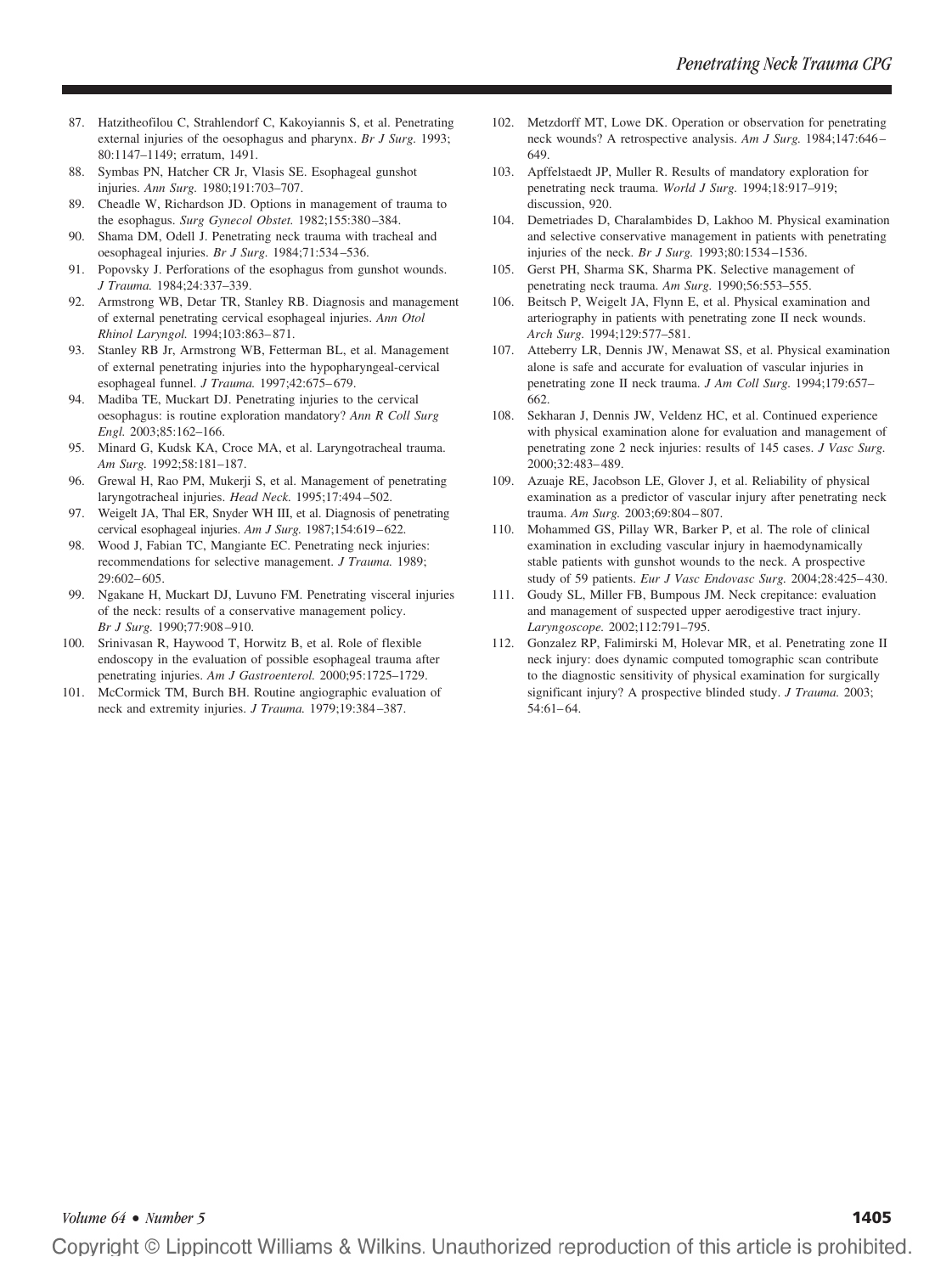87. Hatzitheofilou C, Strahlendorf C, Kakoyiannis S, et al. Penetrating external injuries of the oesophagus and pharynx. *Br J Surg.* 1993; 80:1147–1149; erratum, 1491.
88. Symbas PN, Hatcher CR Jr, Vlasis SE. Esophageal gunshot injuries. *Ann Surg.* 1980;191:703–707.
89. Cheadle W, Richardson JD. Options in management of trauma to the esophagus. *Surg Gynecol Obstet.* 1982;155:380–384.
90. Shama DM, Odell J. Penetrating neck trauma with tracheal and oesophageal injuries. *Br J Surg.* 1984;71:534–536.
91. Popovsky J. Perforations of the esophagus from gunshot wounds. *J Trauma.* 1984;24:337–339.
92. Armstrong WB, Detar TR, Stanley RB. Diagnosis and management of external penetrating cervical esophageal injuries. *Ann Otol Rhinol Laryngol.* 1994;103:863–871.
93. Stanley RB Jr, Armstrong WB, Fetterman BL, et al. Management of external penetrating injuries into the hypopharyngeal-cervical esophageal funnel. *J Trauma.* 1997;42:675–679.
94. Madiba TE, Muckart DJ. Penetrating injuries to the cervical oesophagus: is routine exploration mandatory? *Ann R Coll Surg Engl.* 2003;85:162–166.
95. Minard G, Kudsk KA, Croce MA, et al. Laryngotracheal trauma. *Am Surg.* 1992;58:181–187.
96. Grewal H, Rao PM, Mukerji S, et al. Management of penetrating laryngotracheal injuries. *Head Neck.* 1995;17:494–502.
97. Weigelt JA, Thal ER, Snyder WH III, et al. Diagnosis of penetrating cervical esophageal injuries. *Am J Surg.* 1987;154:619–622.
98. Wood J, Fabian TC, Mangiante EC. Penetrating neck injuries: recommendations for selective management. *J Trauma.* 1989; 29:602–605.
99. Ngakane H, Muckart DJ, Luvuno FM. Penetrating visceral injuries of the neck: results of a conservative management policy. *Br J Surg.* 1990;77:908–910.
100. Srinivasan R, Haywood T, Horwitz B, et al. Role of flexible endoscopy in the evaluation of possible esophageal trauma after penetrating injuries. *Am J Gastroenterol.* 2000;95:1725–1729.
101. McCormick TM, Burch BH. Routine angiographic evaluation of neck and extremity injuries. *J Trauma.* 1979;19:384–387.
102. Metzdorff MT, Lowe DK. Operation or observation for penetrating neck wounds? A retrospective analysis. *Am J Surg.* 1984;147:646–649.
103. Apffelstaedt JP, Muller R. Results of mandatory exploration for penetrating neck trauma. *World J Surg.* 1994;18:917–919; discussion, 920.
104. Demetriades D, Charalambides D, Lakhoo M. Physical examination and selective conservative management in patients with penetrating injuries of the neck. *Br J Surg.* 1993;80:1534–1536.
105. Gerst PH, Sharma SK, Sharma PK. Selective management of penetrating neck trauma. *Am Surg.* 1990;56:553–555.
106. Beitsch P, Weigelt JA, Flynn E, et al. Physical examination and arteriography in patients with penetrating zone II neck wounds. *Arch Surg.* 1994;129:577–581.
107. Atteberry LR, Dennis JW, Menawat SS, et al. Physical examination alone is safe and accurate for evaluation of vascular injuries in penetrating zone II neck trauma. *J Am Coll Surg.* 1994;179:657–662.
108. Sekharan J, Dennis JW, Veldenz HC, et al. Continued experience with physical examination alone for evaluation and management of penetrating zone 2 neck injuries: results of 145 cases. *J Vasc Surg.* 2000;32:483–489.
109. Azuaje RE, Jacobson LE, Glover J, et al. Reliability of physical examination as a predictor of vascular injury after penetrating neck trauma. *Am Surg.* 2003;69:804–807.
110. Mohammed GS, Pillay WR, Barker P, et al. The role of clinical examination in excluding vascular injury in haemodynamically stable patients with gunshot wounds to the neck. A prospective study of 59 patients. *Eur J Vasc Endovasc Surg.* 2004;28:425–430.
111. Goudy SL, Miller FB, Bumpous JM. Neck crepitance: evaluation and management of suspected upper aerodigestive tract injury. *Laryngoscope.* 2002;112:791–795.
112. Gonzalez RP, Falimirski M, Holevar MR, et al. Penetrating zone II neck injury: does dynamic computed tomographic scan contribute to the diagnostic sensitivity of physical examination for surgically significant injury? A prospective blinded study. *J Trauma.* 2003; 54:61–64.